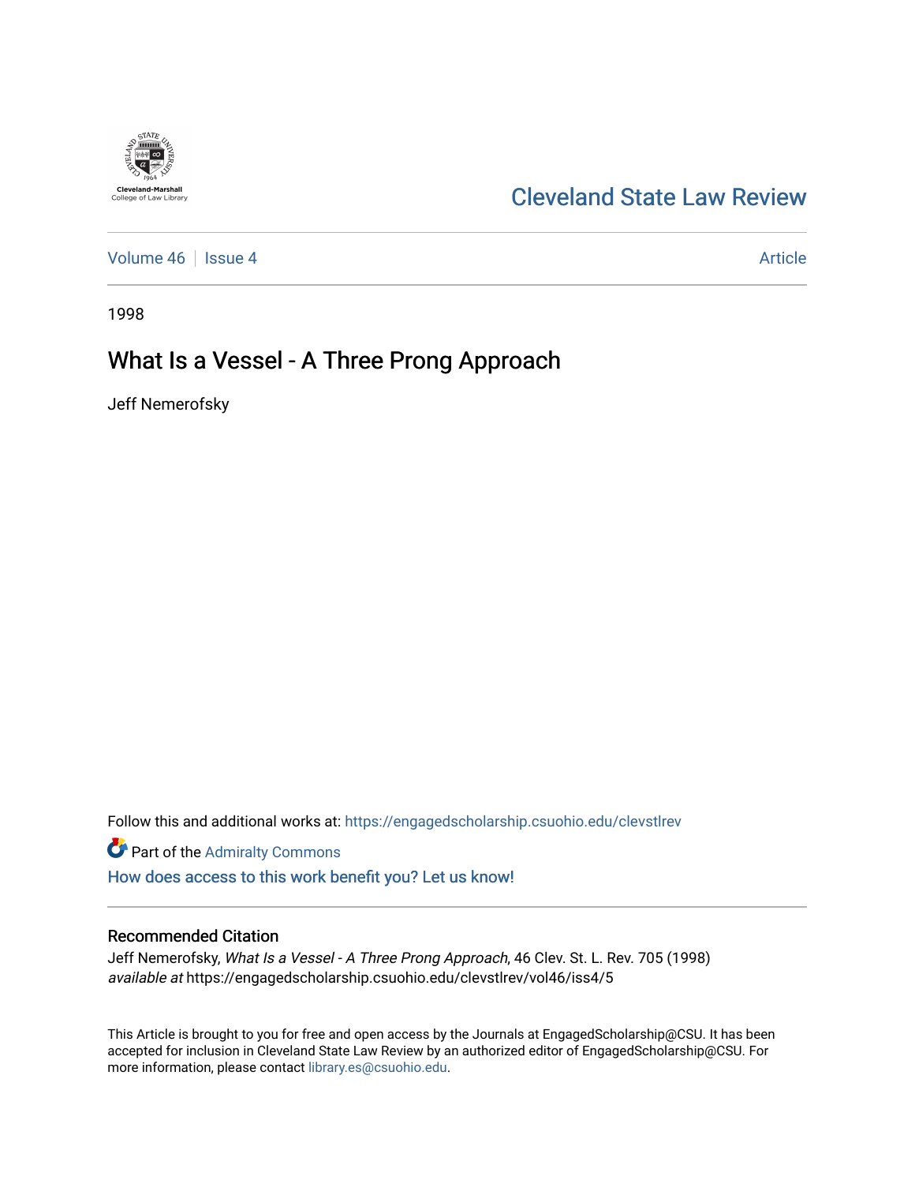Cleveland-Marshall College of Law Library

# Cleveland State Law Review

Volume 46 | Issue 4 | Article

1998

## What Is a Vessel - A Three Prong Approach

Jeff Nemerofsky

Follow this and additional works at: https://engagedscholarship.csuohio.edu/clevstlrev

Part of the Admiralty Commons

How does access to this work benefit you? Let us know!

### Recommended Citation

Jeff Nemerofsky, *What Is a Vessel - A Three Prong Approach*, 46 Clev. St. L. Rev. 705 (1998)
*available at* https://engagedscholarship.csuohio.edu/clevstlrev/vol46/iss4/5

This Article is brought to you for free and open access by the Journals at EngagedScholarship@CSU. It has been accepted for inclusion in Cleveland State Law Review by an authorized editor of EngagedScholarship@CSU. For more information, please contact library.es@csuohio.edu.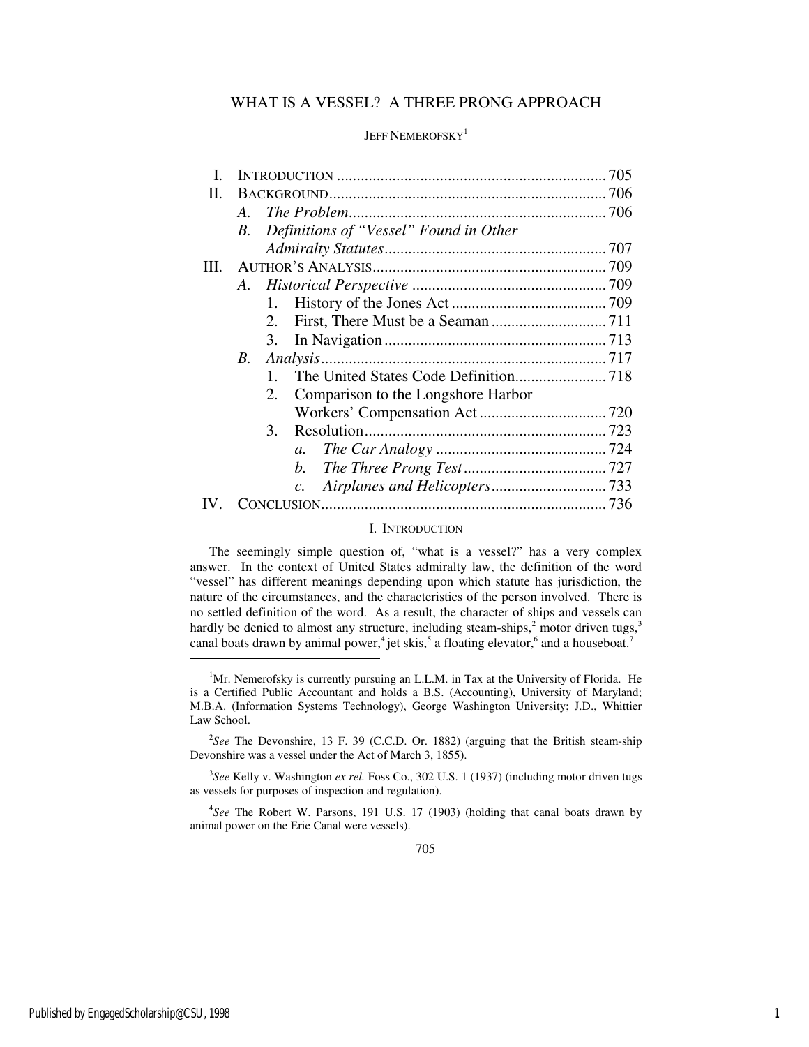# WHAT IS A VESSEL? A THREE PRONG APPROACH

JEFF NEMEROFSKY[1]

| | | |
|---|---|---|
| I. | INTRODUCTION | 705 |
| II. | BACKGROUND | 706 |
| | *A. The Problem* | 706 |
| | *B. Definitions of "Vessel" Found in Other Admiralty Statutes* | 707 |
| III. | AUTHOR'S ANALYSIS | 709 |
| | *A. Historical Perspective* | 709 |
| | 1. History of the Jones Act | 709 |
| | 2. First, There Must be a Seaman | 711 |
| | 3. In Navigation | 713 |
| | *B. Analysis* | 717 |
| | 1. The United States Code Definition | 718 |
| | 2. Comparison to the Longshore Harbor Workers' Compensation Act | 720 |
| | 3. Resolution | 723 |
| | *a. The Car Analogy* | 724 |
| | *b. The Three Prong Test* | 727 |
| | *c. Airplanes and Helicopters* | 733 |
| IV. | CONCLUSION | 736 |

## I. INTRODUCTION

The seemingly simple question of, "what is a vessel?" has a very complex answer. In the context of United States admiralty law, the definition of the word "vessel" has different meanings depending upon which statute has jurisdiction, the nature of the circumstances, and the characteristics of the person involved. There is no settled definition of the word. As a result, the character of ships and vessels can hardly be denied to almost any structure, including steam-ships,[2] motor driven tugs,[3] canal boats drawn by animal power,[4] jet skis,[5] a floating elevator,[6] and a houseboat.[7]

---

[1] Mr. Nemerofsky is currently pursuing an L.L.M. in Tax at the University of Florida. He is a Certified Public Accountant and holds a B.S. (Accounting), University of Maryland; M.B.A. (Information Systems Technology), George Washington University; J.D., Whittier Law School.

[2] *See* The Devonshire, 13 F. 39 (C.C.D. Or. 1882) (arguing that the British steam-ship Devonshire was a vessel under the Act of March 3, 1855).

[3] *See* Kelly v. Washington *ex rel.* Foss Co., 302 U.S. 1 (1937) (including motor driven tugs as vessels for purposes of inspection and regulation).

[4] *See* The Robert W. Parsons, 191 U.S. 17 (1903) (holding that canal boats drawn by animal power on the Erie Canal were vessels).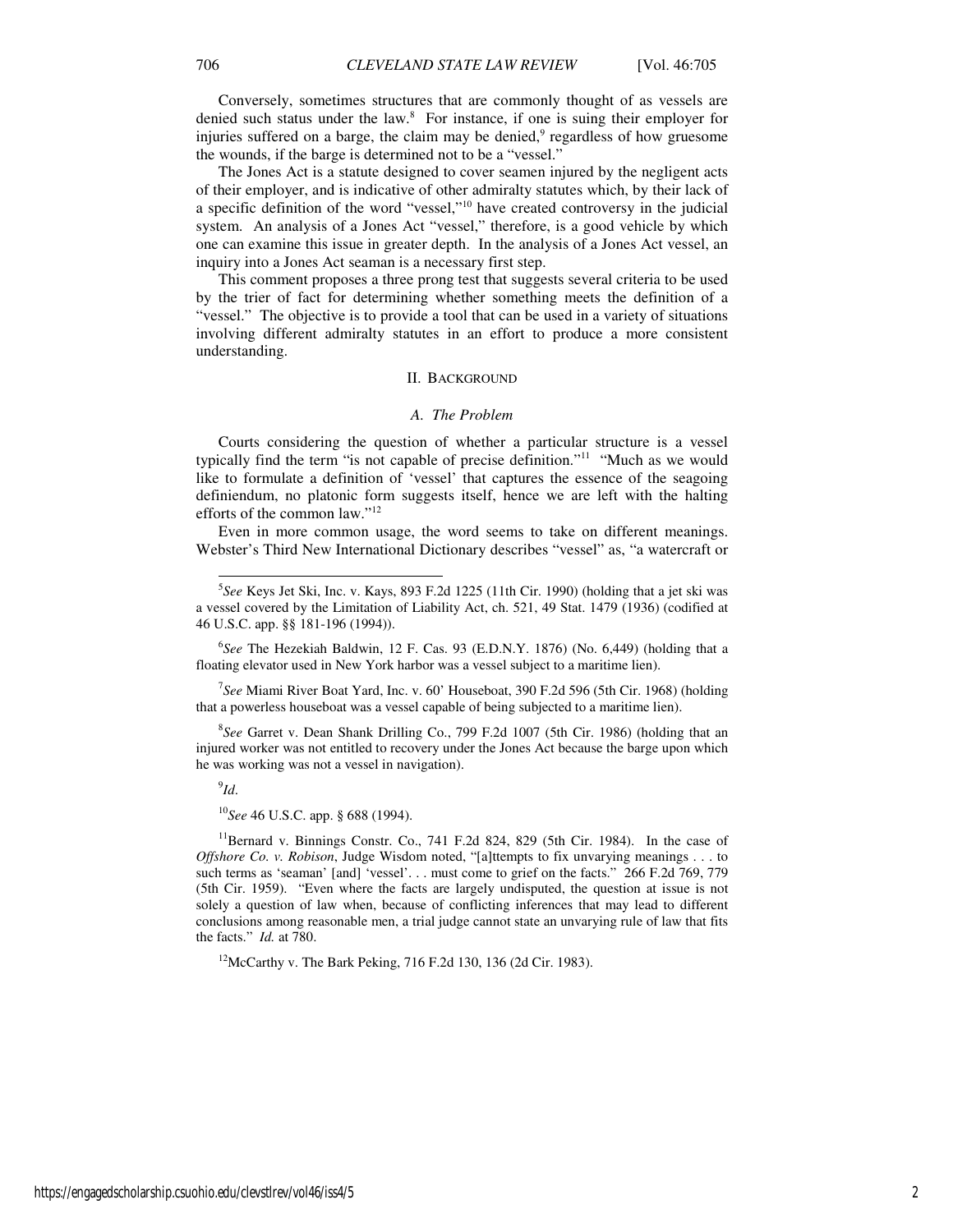Conversely, sometimes structures that are commonly thought of as vessels are denied such status under the law.[8] For instance, if one is suing their employer for injuries suffered on a barge, the claim may be denied,[9] regardless of how gruesome the wounds, if the barge is determined not to be a "vessel."

The Jones Act is a statute designed to cover seamen injured by the negligent acts of their employer, and is indicative of other admiralty statutes which, by their lack of a specific definition of the word "vessel,"[10] have created controversy in the judicial system. An analysis of a Jones Act "vessel," therefore, is a good vehicle by which one can examine this issue in greater depth. In the analysis of a Jones Act vessel, an inquiry into a Jones Act seaman is a necessary first step.

This comment proposes a three prong test that suggests several criteria to be used by the trier of fact for determining whether something meets the definition of a "vessel." The objective is to provide a tool that can be used in a variety of situations involving different admiralty statutes in an effort to produce a more consistent understanding.

## II. BACKGROUND

### *A. The Problem*

Courts considering the question of whether a particular structure is a vessel typically find the term "is not capable of precise definition."[11] "Much as we would like to formulate a definition of 'vessel' that captures the essence of the seagoing definiendum, no platonic form suggests itself, hence we are left with the halting efforts of the common law."[12]

Even in more common usage, the word seems to take on different meanings. Webster's Third New International Dictionary describes "vessel" as, "a watercraft or

---

[5] *See* Keys Jet Ski, Inc. v. Kays, 893 F.2d 1225 (11th Cir. 1990) (holding that a jet ski was a vessel covered by the Limitation of Liability Act, ch. 521, 49 Stat. 1479 (1936) (codified at 46 U.S.C. app. §§ 181-196 (1994)).

[6] *See* The Hezekiah Baldwin, 12 F. Cas. 93 (E.D.N.Y. 1876) (No. 6,449) (holding that a floating elevator used in New York harbor was a vessel subject to a maritime lien).

[7] *See* Miami River Boat Yard, Inc. v. 60' Houseboat, 390 F.2d 596 (5th Cir. 1968) (holding that a powerless houseboat was a vessel capable of being subjected to a maritime lien).

[8] *See* Garret v. Dean Shank Drilling Co., 799 F.2d 1007 (5th Cir. 1986) (holding that an injured worker was not entitled to recovery under the Jones Act because the barge upon which he was working was not a vessel in navigation).

[9] *Id*.

[10] *See* 46 U.S.C. app. § 688 (1994).

[11] Bernard v. Binnings Constr. Co., 741 F.2d 824, 829 (5th Cir. 1984). In the case of *Offshore Co. v. Robison*, Judge Wisdom noted, "[a]ttempts to fix unvarying meanings . . . to such terms as 'seaman' [and] 'vessel'. . . must come to grief on the facts." 266 F.2d 769, 779 (5th Cir. 1959). "Even where the facts are largely undisputed, the question at issue is not solely a question of law when, because of conflicting inferences that may lead to different conclusions among reasonable men, a trial judge cannot state an unvarying rule of law that fits the facts." *Id.* at 780.

[12] McCarthy v. The Bark Peking, 716 F.2d 130, 136 (2d Cir. 1983).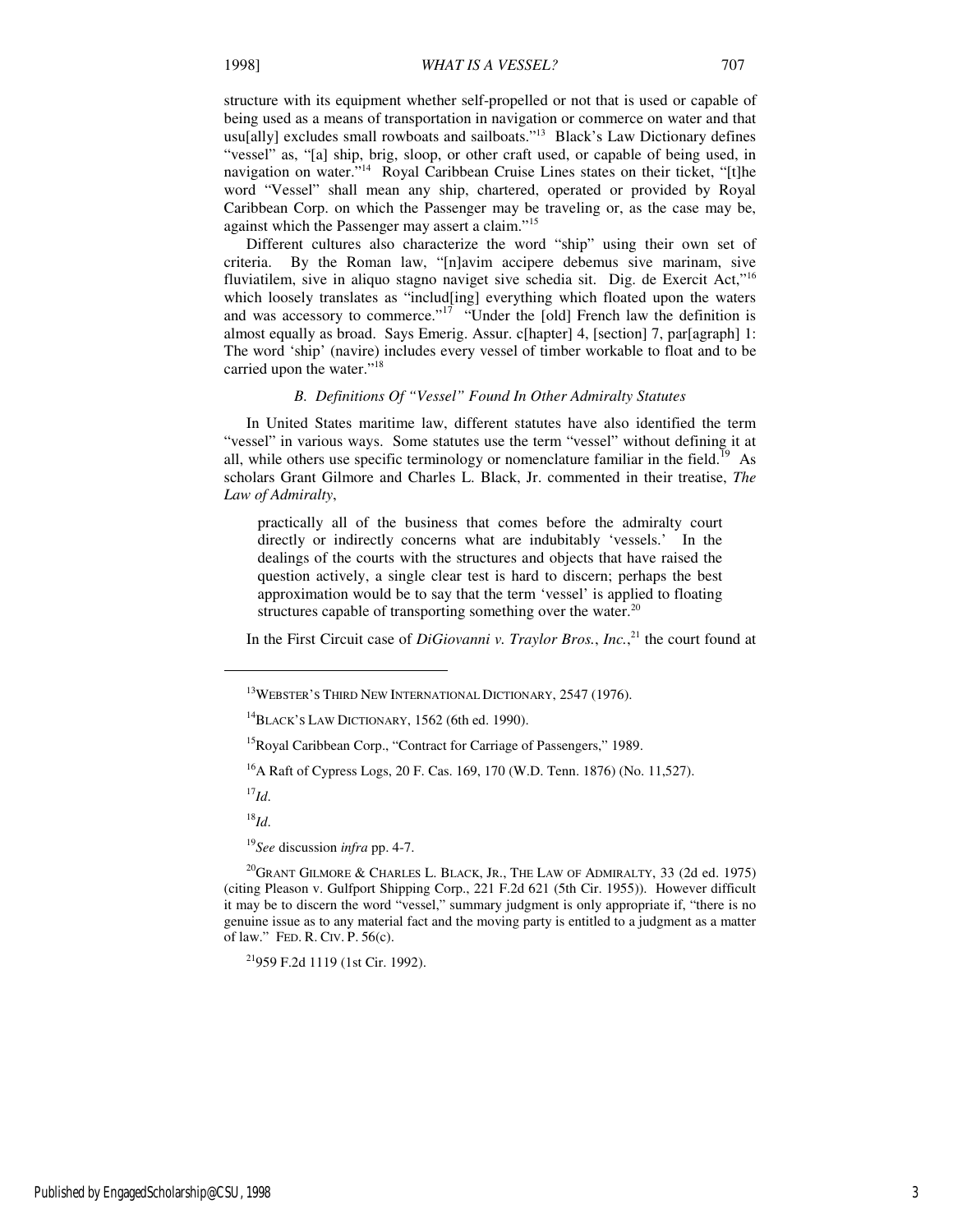structure with its equipment whether self-propelled or not that is used or capable of being used as a means of transportation in navigation or commerce on water and that usu[ally] excludes small rowboats and sailboats."[13] Black's Law Dictionary defines "vessel" as, "[a] ship, brig, sloop, or other craft used, or capable of being used, in navigation on water."[14] Royal Caribbean Cruise Lines states on their ticket, "[t]he word "Vessel" shall mean any ship, chartered, operated or provided by Royal Caribbean Corp. on which the Passenger may be traveling or, as the case may be, against which the Passenger may assert a claim."[15]

Different cultures also characterize the word "ship" using their own set of criteria. By the Roman law, "[n]avim accipere debemus sive marinam, sive fluviatilem, sive in aliquo stagno naviget sive schedia sit. Dig. de Exercit Act,"[16] which loosely translates as "includ[ing] everything which floated upon the waters and was accessory to commerce."[17] "Under the [old] French law the definition is almost equally as broad. Says Emerig. Assur. c[hapter] 4, [section] 7, par[agraph] 1: The word 'ship' (navire) includes every vessel of timber workable to float and to be carried upon the water."[18]

### *B. Definitions Of "Vessel" Found In Other Admiralty Statutes*

In United States maritime law, different statutes have also identified the term "vessel" in various ways. Some statutes use the term "vessel" without defining it at all, while others use specific terminology or nomenclature familiar in the field.[19] As scholars Grant Gilmore and Charles L. Black, Jr. commented in their treatise, *The Law of Admiralty*,

> practically all of the business that comes before the admiralty court directly or indirectly concerns what are indubitably 'vessels.' In the dealings of the courts with the structures and objects that have raised the question actively, a single clear test is hard to discern; perhaps the best approximation would be to say that the term 'vessel' is applied to floating structures capable of transporting something over the water.[20]

In the First Circuit case of *DiGiovanni v. Traylor Bros., Inc.*,[21] the court found at

---

[13] WEBSTER'S THIRD NEW INTERNATIONAL DICTIONARY, 2547 (1976).

[14] BLACK'S LAW DICTIONARY, 1562 (6th ed. 1990).

[15] Royal Caribbean Corp., "Contract for Carriage of Passengers," 1989.

[16] A Raft of Cypress Logs, 20 F. Cas. 169, 170 (W.D. Tenn. 1876) (No. 11,527).

[17] *Id.*

[18] *Id.*

[19] *See* discussion *infra* pp. 4-7.

[20] GRANT GILMORE & CHARLES L. BLACK, JR., THE LAW OF ADMIRALTY, 33 (2d ed. 1975) (citing Pleason v. Gulfport Shipping Corp., 221 F.2d 621 (5th Cir. 1955)). However difficult it may be to discern the word "vessel," summary judgment is only appropriate if, "there is no genuine issue as to any material fact and the moving party is entitled to a judgment as a matter of law." FED. R. CIV. P. 56(c).

[21] 959 F.2d 1119 (1st Cir. 1992).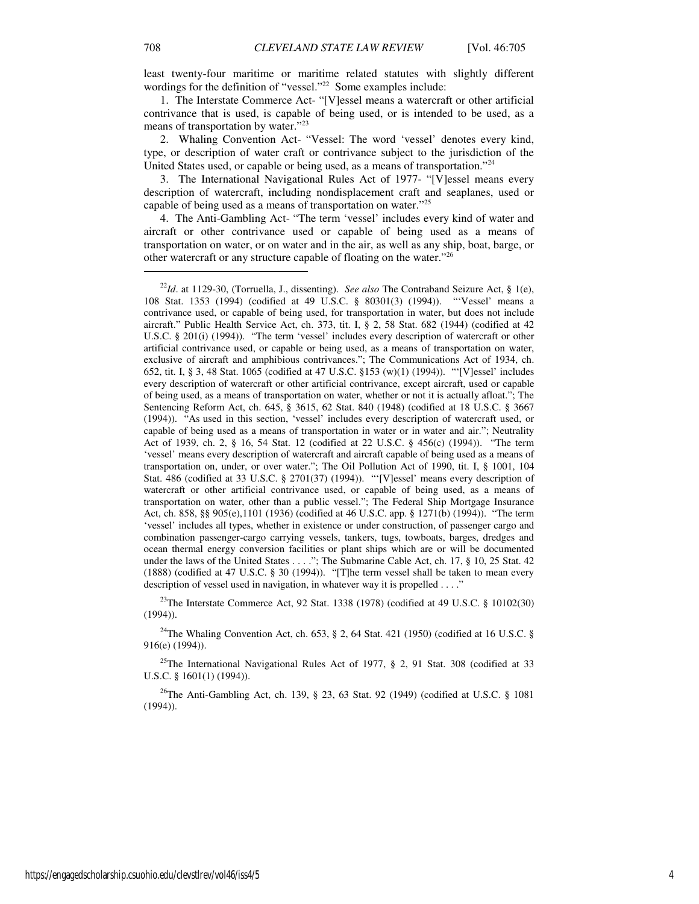least twenty-four maritime or maritime related statutes with slightly different wordings for the definition of "vessel."[22] Some examples include:

1. The Interstate Commerce Act- "[V]essel means a watercraft or other artificial contrivance that is used, is capable of being used, or is intended to be used, as a means of transportation by water."[23]

2. Whaling Convention Act- "Vessel: The word 'vessel' denotes every kind, type, or description of water craft or contrivance subject to the jurisdiction of the United States used, or capable or being used, as a means of transportation."[24]

3. The International Navigational Rules Act of 1977- "[V]essel means every description of watercraft, including nondisplacement craft and seaplanes, used or capable of being used as a means of transportation on water."[25]

4. The Anti-Gambling Act- "The term 'vessel' includes every kind of water and aircraft or other contrivance used or capable of being used as a means of transportation on water, or on water and in the air, as well as any ship, boat, barge, or other watercraft or any structure capable of floating on the water."[26]

---

[22] *Id*. at 1129-30, (Torruella, J., dissenting). *See also* The Contraband Seizure Act, § 1(e), 108 Stat. 1353 (1994) (codified at 49 U.S.C. § 80301(3) (1994)). "'Vessel' means a contrivance used, or capable of being used, for transportation in water, but does not include aircraft." Public Health Service Act, ch. 373, tit. I, § 2, 58 Stat. 682 (1944) (codified at 42 U.S.C. § 201(i) (1994)). "The term 'vessel' includes every description of watercraft or other artificial contrivance used, or capable or being used, as a means of transportation on water, exclusive of aircraft and amphibious contrivances."; The Communications Act of 1934, ch. 652, tit. I, § 3, 48 Stat. 1065 (codified at 47 U.S.C. §153 (w)(1) (1994)). "'[V]essel' includes every description of watercraft or other artificial contrivance, except aircraft, used or capable of being used, as a means of transportation on water, whether or not it is actually afloat."; The Sentencing Reform Act, ch. 645, § 3615, 62 Stat. 840 (1948) (codified at 18 U.S.C. § 3667 (1994)). "As used in this section, 'vessel' includes every description of watercraft used, or capable of being used as a means of transportation in water or in water and air."; Neutrality Act of 1939, ch. 2, § 16, 54 Stat. 12 (codified at 22 U.S.C. § 456(c) (1994)). "The term 'vessel' means every description of watercraft and aircraft capable of being used as a means of transportation on, under, or over water."; The Oil Pollution Act of 1990, tit. I, § 1001, 104 Stat. 486 (codified at 33 U.S.C. § 2701(37) (1994)). "'[V]essel' means every description of watercraft or other artificial contrivance used, or capable of being used, as a means of transportation on water, other than a public vessel."; The Federal Ship Mortgage Insurance Act, ch. 858, §§ 905(e),1101 (1936) (codified at 46 U.S.C. app. § 1271(b) (1994)). "The term 'vessel' includes all types, whether in existence or under construction, of passenger cargo and combination passenger-cargo carrying vessels, tankers, tugs, towboats, barges, dredges and ocean thermal energy conversion facilities or plant ships which are or will be documented under the laws of the United States . . . ."; The Submarine Cable Act, ch. 17, § 10, 25 Stat. 42 (1888) (codified at 47 U.S.C. § 30 (1994)). "[T]he term vessel shall be taken to mean every description of vessel used in navigation, in whatever way it is propelled . . . ."

[23] The Interstate Commerce Act, 92 Stat. 1338 (1978) (codified at 49 U.S.C. § 10102(30) (1994)).

[24] The Whaling Convention Act, ch. 653, § 2, 64 Stat. 421 (1950) (codified at 16 U.S.C. § 916(e) (1994)).

[25] The International Navigational Rules Act of 1977, § 2, 91 Stat. 308 (codified at 33 U.S.C. § 1601(1) (1994)).

[26] The Anti-Gambling Act, ch. 139, § 23, 63 Stat. 92 (1949) (codified at U.S.C. § 1081 (1994)).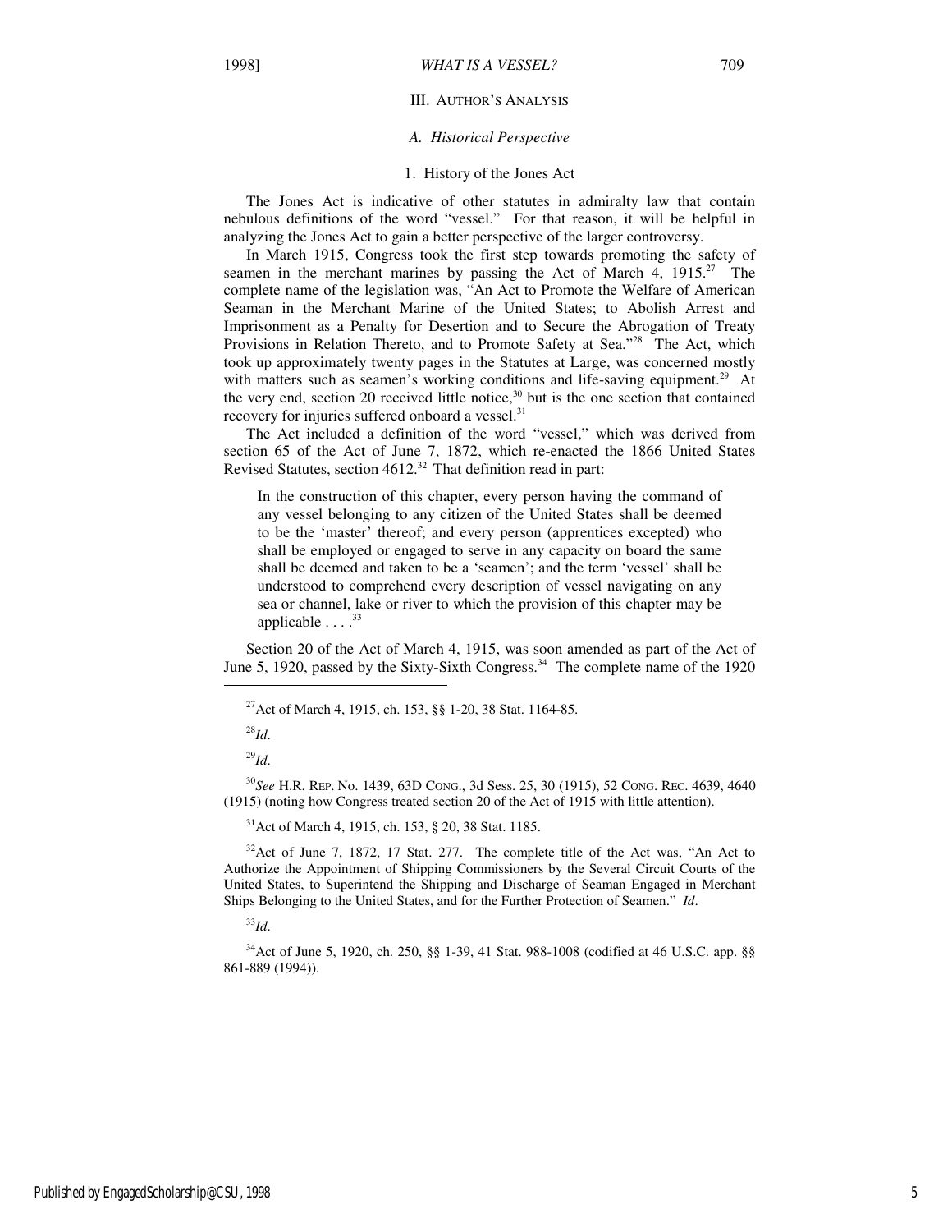### III. AUTHOR'S ANALYSIS

#### *A. Historical Perspective*

##### 1. History of the Jones Act

The Jones Act is indicative of other statutes in admiralty law that contain nebulous definitions of the word "vessel." For that reason, it will be helpful in analyzing the Jones Act to gain a better perspective of the larger controversy.

In March 1915, Congress took the first step towards promoting the safety of seamen in the merchant marines by passing the Act of March 4, 1915.[27] The complete name of the legislation was, "An Act to Promote the Welfare of American Seaman in the Merchant Marine of the United States; to Abolish Arrest and Imprisonment as a Penalty for Desertion and to Secure the Abrogation of Treaty Provisions in Relation Thereto, and to Promote Safety at Sea."[28] The Act, which took up approximately twenty pages in the Statutes at Large, was concerned mostly with matters such as seamen's working conditions and life-saving equipment.[29] At the very end, section 20 received little notice,[30] but is the one section that contained recovery for injuries suffered onboard a vessel.[31]

The Act included a definition of the word "vessel," which was derived from section 65 of the Act of June 7, 1872, which re-enacted the 1866 United States Revised Statutes, section 4612.[32] That definition read in part:

> In the construction of this chapter, every person having the command of any vessel belonging to any citizen of the United States shall be deemed to be the 'master' thereof; and every person (apprentices excepted) who shall be employed or engaged to serve in any capacity on board the same shall be deemed and taken to be a 'seamen'; and the term 'vessel' shall be understood to comprehend every description of vessel navigating on any sea or channel, lake or river to which the provision of this chapter may be applicable . . . .[33]

Section 20 of the Act of March 4, 1915, was soon amended as part of the Act of June 5, 1920, passed by the Sixty-Sixth Congress.[34] The complete name of the 1920

---

[27] Act of March 4, 1915, ch. 153, §§ 1-20, 38 Stat. 1164-85.

[28] *Id.*

[29] *Id.*

[30] *See* H.R. REP. No. 1439, 63D CONG., 3d Sess. 25, 30 (1915), 52 CONG. REC. 4639, 4640 (1915) (noting how Congress treated section 20 of the Act of 1915 with little attention).

[31] Act of March 4, 1915, ch. 153, § 20, 38 Stat. 1185.

[32] Act of June 7, 1872, 17 Stat. 277. The complete title of the Act was, "An Act to Authorize the Appointment of Shipping Commissioneers by the Several Circuit Courts of the United States, to Superintend the Shipping and Discharge of Seaman Engaged in Merchant Ships Belonging to the United States, and for the Further Protection of Seamen." *Id*.

[33] *Id.*

[34] Act of June 5, 1920, ch. 250, §§ 1-39, 41 Stat. 988-1008 (codified at 46 U.S.C. app. §§ 861-889 (1994)).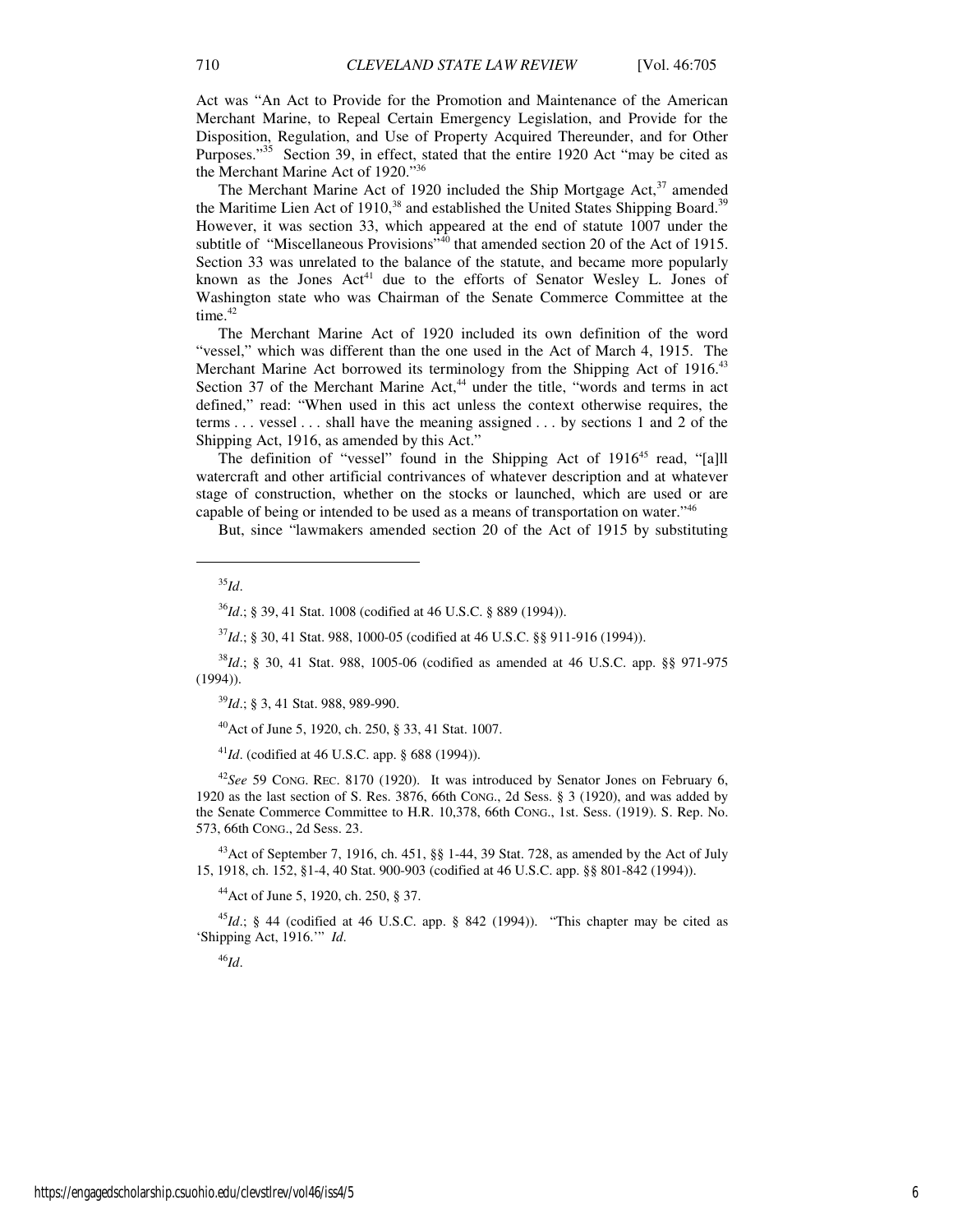Act was "An Act to Provide for the Promotion and Maintenance of the American Merchant Marine, to Repeal Certain Emergency Legislation, and Provide for the Disposition, Regulation, and Use of Property Acquired Thereunder, and for Other Purposes."[35] Section 39, in effect, stated that the entire 1920 Act "may be cited as the Merchant Marine Act of 1920."[36]

The Merchant Marine Act of 1920 included the Ship Mortgage Act,[37] amended the Maritime Lien Act of 1910,[38] and established the United States Shipping Board.[39] However, it was section 33, which appeared at the end of statute 1007 under the subtitle of "Miscellaneous Provisions"[40] that amended section 20 of the Act of 1915. Section 33 was unrelated to the balance of the statute, and became more popularly known as the Jones Act[41] due to the efforts of Senator Wesley L. Jones of Washington state who was Chairman of the Senate Commerce Committee at the time.[42]

The Merchant Marine Act of 1920 included its own definition of the word "vessel," which was different than the one used in the Act of March 4, 1915. The Merchant Marine Act borrowed its terminology from the Shipping Act of 1916.[43] Section 37 of the Merchant Marine Act,[44] under the title, "words and terms in act defined," read: "When used in this act unless the context otherwise requires, the terms . . . vessel . . . shall have the meaning assigned . . . by sections 1 and 2 of the Shipping Act, 1916, as amended by this Act."

The definition of "vessel" found in the Shipping Act of 1916[45] read, "[a]ll watercraft and other artificial contrivances of whatever description and at whatever stage of construction, whether on the stocks or launched, which are used or are capable of being or intended to be used as a means of transportation on water."[46]

But, since "lawmakers amended section 20 of the Act of 1915 by substituting

---

[35] *Id*.

[36] *Id*.; § 39, 41 Stat. 1008 (codified at 46 U.S.C. § 889 (1994)).

[37] *Id*.; § 30, 41 Stat. 988, 1000-05 (codified at 46 U.S.C. §§ 911-916 (1994)).

[38] *Id*.; § 30, 41 Stat. 988, 1005-06 (codified as amended at 46 U.S.C. app. §§ 971-975 (1994)).

[39] *Id*.; § 3, 41 Stat. 988, 989-990.

[40] Act of June 5, 1920, ch. 250, § 33, 41 Stat. 1007.

[41] *Id*. (codified at 46 U.S.C. app. § 688 (1994)).

[42] *See* 59 CONG. REC. 8170 (1920). It was introduced by Senator Jones on February 6, 1920 as the last section of S. Res. 3876, 66th CONG., 2d Sess. § 3 (1920), and was added by the Senate Commerce Committee to H.R. 10,378, 66th CONG., 1st. Sess. (1919). S. Rep. No. 573, 66th CONG., 2d Sess. 23.

[43] Act of September 7, 1916, ch. 451, §§ 1-44, 39 Stat. 728, as amended by the Act of July 15, 1918, ch. 152, §1-4, 40 Stat. 900-903 (codified at 46 U.S.C. app. §§ 801-842 (1994)).

[44] Act of June 5, 1920, ch. 250, § 37.

[45] *Id*.; § 44 (codified at 46 U.S.C. app. § 842 (1994)). "This chapter may be cited as 'Shipping Act, 1916.'" *Id*.

[46] *Id*.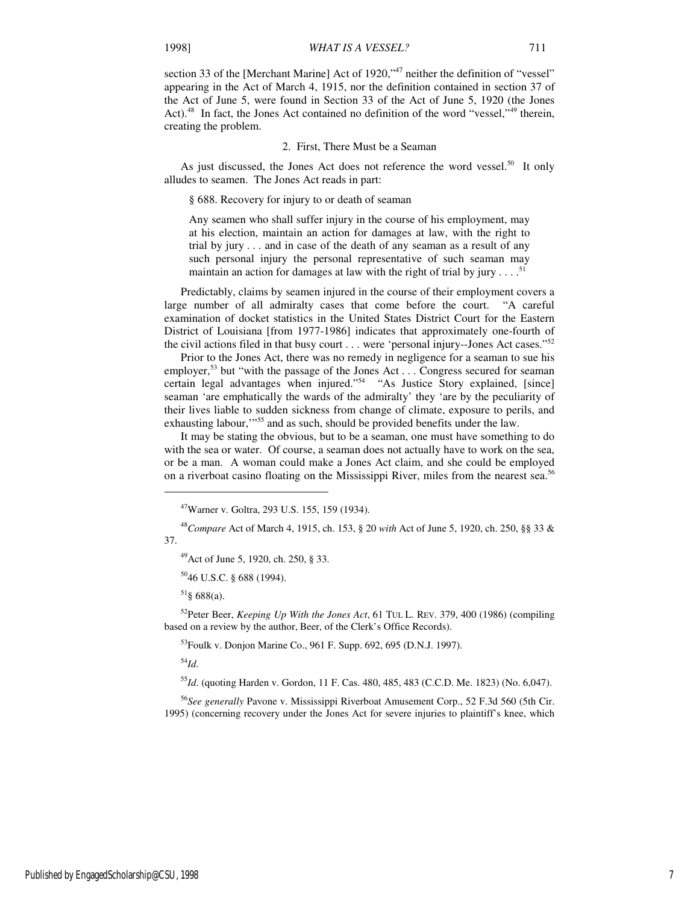section 33 of the [Merchant Marine] Act of 1920,"[47] neither the definition of "vessel" appearing in the Act of March 4, 1915, nor the definition contained in section 37 of the Act of June 5, were found in Section 33 of the Act of June 5, 1920 (the Jones Act).[48] In fact, the Jones Act contained no definition of the word "vessel,"[49] therein, creating the problem.

### 2. First, There Must be a Seaman

As just discussed, the Jones Act does not reference the word vessel.[50] It only alludes to seamen. The Jones Act reads in part:

> § 688. Recovery for injury to or death of seaman
>
> Any seamen who shall suffer injury in the course of his employment, may at his election, maintain an action for damages at law, with the right to trial by jury . . . and in case of the death of any seaman as a result of any such personal injury the personal representative of such seaman may maintain an action for damages at law with the right of trial by jury . . . .[51]

Predictably, claims by seamen injured in the course of their employment covers a large number of all admiralty cases that come before the court. "A careful examination of docket statistics in the United States District Court for the Eastern District of Louisiana [from 1977-1986] indicates that approximately one-fourth of the civil actions filed in that busy court . . . were 'personal injury--Jones Act cases."[52]

Prior to the Jones Act, there was no remedy in negligence for a seaman to sue his employer,[53] but "with the passage of the Jones Act . . . Congress secured for seaman certain legal advantages when injured."[54] "As Justice Story explained, [since] seaman 'are emphatically the wards of the admiralty' they 'are by the peculiarity of their lives liable to sudden sickness from change of climate, exposure to perils, and exhausting labour,'"[55] and as such, should be provided benefits under the law.

It may be stating the obvious, but to be a seaman, one must have something to do with the sea or water. Of course, a seaman does not actually have to work on the sea, or be a man. A woman could make a Jones Act claim, and she could be employed on a riverboat casino floating on the Mississippi River, miles from the nearest sea.[56]

---

[47] Warner v. Goltra, 293 U.S. 155, 159 (1934).

[48] *Compare* Act of March 4, 1915, ch. 153, § 20 *with* Act of June 5, 1920, ch. 250, §§ 33 & 37.

[49] Act of June 5, 1920, ch. 250, § 33.

[50] 46 U.S.C. § 688 (1994).

[51] § 688(a).

[52] Peter Beer, *Keeping Up With the Jones Act*, 61 TUL L. REV. 379, 400 (1986) (compiling based on a review by the author, Beer, of the Clerk's Office Records).

[53] Foulk v. Donjon Marine Co., 961 F. Supp. 692, 695 (D.N.J. 1997).

[54] *Id*.

[55] *Id*. (quoting Harden v. Gordon, 11 F. Cas. 480, 485, 483 (C.C.D. Me. 1823) (No. 6,047).

[56] *See generally* Pavone v. Mississippi Riverboat Amusement Corp., 52 F.3d 560 (5th Cir. 1995) (concerning recovery under the Jones Act for severe injuries to plaintiff's knee, which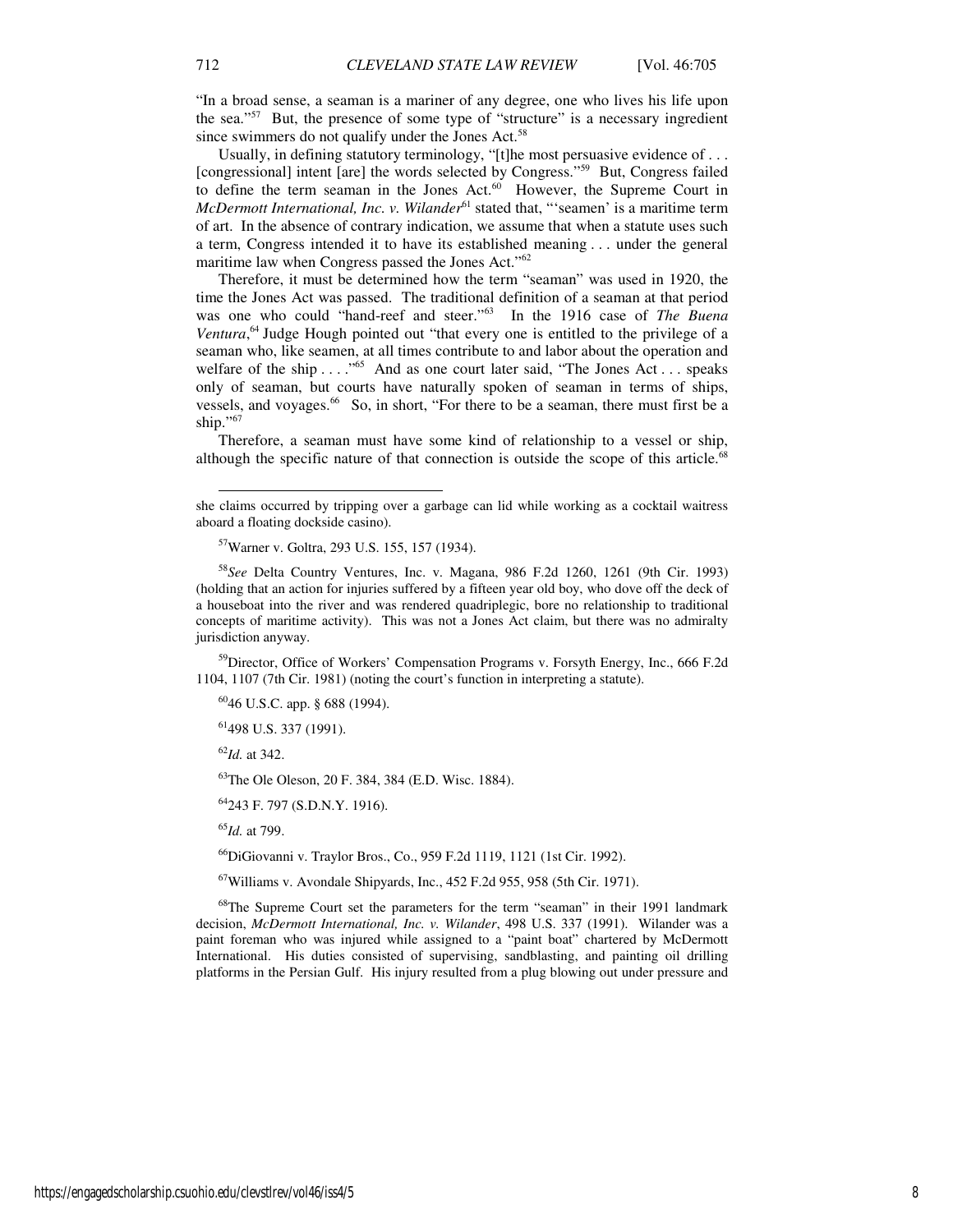"In a broad sense, a seaman is a mariner of any degree, one who lives his life upon the sea."[57] But, the presence of some type of "structure" is a necessary ingredient since swimmers do not qualify under the Jones Act.[58]

Usually, in defining statutory terminology, "[t]he most persuasive evidence of . . . [congressional] intent [are] the words selected by Congress."[59] But, Congress failed to define the term seaman in the Jones Act.[60] However, the Supreme Court in *McDermott International, Inc. v. Wilander*[61] stated that, "'seamen' is a maritime term of art. In the absence of contrary indication, we assume that when a statute uses such a term, Congress intended it to have its established meaning . . . under the general maritime law when Congress passed the Jones Act."[62]

Therefore, it must be determined how the term "seaman" was used in 1920, the time the Jones Act was passed. The traditional definition of a seaman at that period was one who could "hand-reef and steer."[63] In the 1916 case of *The Buena Ventura*,[64] Judge Hough pointed out "that every one is entitled to the privilege of a seaman who, like seamen, at all times contribute to and labor about the operation and welfare of the ship . . . ."[65] And as one court later said, "The Jones Act . . . speaks only of seaman, but courts have naturally spoken of seaman in terms of ships, vessels, and voyages.[66] So, in short, "For there to be a seaman, there must first be a ship."[67]

Therefore, a seaman must have some kind of relationship to a vessel or ship, although the specific nature of that connection is outside the scope of this article.[68]

---

she claims occurred by tripping over a garbage can lid while working as a cocktail waitress aboard a floating dockside casino).

[57] Warner v. Goltra, 293 U.S. 155, 157 (1934).

[58] *See* Delta Country Ventures, Inc. v. Magana, 986 F.2d 1260, 1261 (9th Cir. 1993) (holding that an action for injuries suffered by a fifteen year old boy, who dove off the deck of a houseboat into the river and was rendered quadriplegic, bore no relationship to traditional concepts of maritime activity). This was not a Jones Act claim, but there was no admiralty jurisdiction anyway.

[59] Director, Office of Workers' Compensation Programs v. Forsyth Energy, Inc., 666 F.2d 1104, 1107 (7th Cir. 1981) (noting the court's function in interpreting a statute).

[60] 46 U.S.C. app. § 688 (1994).

[61] 498 U.S. 337 (1991).

[62] *Id.* at 342.

[63] The Ole Oleson, 20 F. 384, 384 (E.D. Wisc. 1884).

[64] 243 F. 797 (S.D.N.Y. 1916).

[65] *Id.* at 799.

[66] DiGiovanni v. Traylor Bros., Co., 959 F.2d 1119, 1121 (1st Cir. 1992).

[67] Williams v. Avondale Shipyards, Inc., 452 F.2d 955, 958 (5th Cir. 1971).

[68] The Supreme Court set the parameters for the term "seaman" in their 1991 landmark decision, *McDermott International, Inc. v. Wilander*, 498 U.S. 337 (1991). Wilander was a paint foreman who was injured while assigned to a "paint boat" chartered by McDermott International. His duties consisted of supervising, sandblasting, and painting oil drilling platforms in the Persian Gulf. His injury resulted from a plug blowing out under pressure and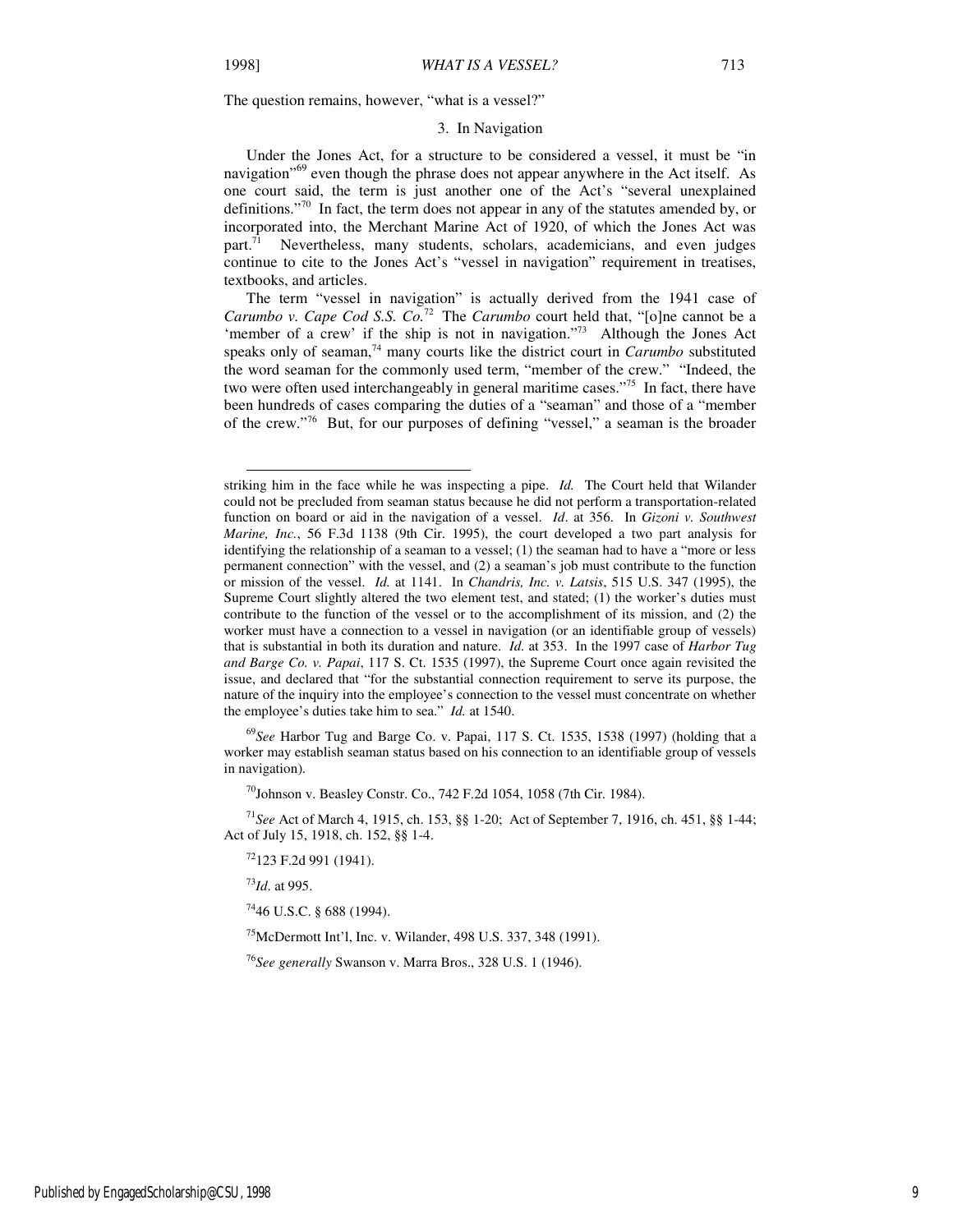The question remains, however, "what is a vessel?"

### 3. In Navigation

Under the Jones Act, for a structure to be considered a vessel, it must be "in navigation"[69] even though the phrase does not appear anywhere in the Act itself. As one court said, the term is just another one of the Act's "several unexplained definitions."[70] In fact, the term does not appear in any of the statutes amended by, or incorporated into, the Merchant Marine Act of 1920, of which the Jones Act was part.[71] Nevertheless, many students, scholars, academicians, and even judges continue to cite to the Jones Act's "vessel in navigation" requirement in treatises, textbooks, and articles.

The term "vessel in navigation" is actually derived from the 1941 case of *Carumbo v. Cape Cod S.S. Co.*[72] The *Carumbo* court held that, "[o]ne cannot be a 'member of a crew' if the ship is not in navigation."[73] Although the Jones Act speaks only of seaman,[74] many courts like the district court in *Carumbo* substituted the word seaman for the commonly used term, "member of the crew." "Indeed, the two were often used interchangeably in general maritime cases."[75] In fact, there have been hundreds of cases comparing the duties of a "seaman" and those of a "member of the crew."[76] But, for our purposes of defining "vessel," a seaman is the broader

---

striking him in the face while he was inspecting a pipe. *Id.* The Court held that Wilander could not be precluded from seaman status because he did not perform a transportation-related function on board or aid in the navigation of a vessel. *Id*. at 356. In *Gizoni v. Southwest Marine, Inc.*, 56 F.3d 1138 (9th Cir. 1995), the court developed a two part analysis for identifying the relationship of a seaman to a vessel; (1) the seaman had to have a "more or less permanent connection" with the vessel, and (2) a seaman's job must contribute to the function or mission of the vessel. *Id.* at 1141. In *Chandris, Inc. v. Latsis*, 515 U.S. 347 (1995), the Supreme Court slightly altered the two element test, and stated; (1) the worker's duties must contribute to the function of the vessel or to the accomplishment of its mission, and (2) the worker must have a connection to a vessel in navigation (or an identifiable group of vessels) that is substantial in both its duration and nature. *Id.* at 353. In the 1997 case of *Harbor Tug and Barge Co. v. Papai*, 117 S. Ct. 1535 (1997), the Supreme Court once again revisited the issue, and declared that "for the substantial connection requirement to serve its purpose, the nature of the inquiry into the employee's connection to the vessel must concentrate on whether the employee's duties take him to sea." *Id.* at 1540.

[69] *See* Harbor Tug and Barge Co. v. Papai, 117 S. Ct. 1535, 1538 (1997) (holding that a worker may establish seaman status based on his connection to an identifiable group of vessels in navigation).

[70] Johnson v. Beasley Constr. Co., 742 F.2d 1054, 1058 (7th Cir. 1984).

[71] *See* Act of March 4, 1915, ch. 153, §§ 1-20; Act of September 7, 1916, ch. 451, §§ 1-44; Act of July 15, 1918, ch. 152, §§ 1-4.

[72] 123 F.2d 991 (1941).

[73] *Id*. at 995.

[74] 46 U.S.C. § 688 (1994).

[75] McDermott Int'l, Inc. v. Wilander, 498 U.S. 337, 348 (1991).

[76] *See generally* Swanson v. Marra Bros., 328 U.S. 1 (1946).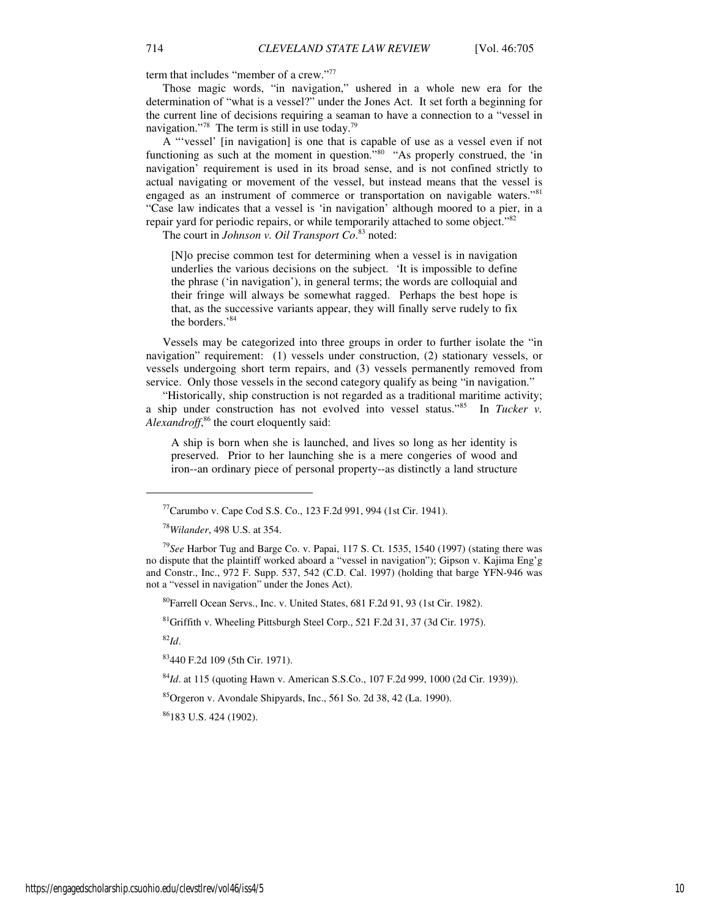term that includes "member of a crew."[77]

Those magic words, "in navigation," ushered in a whole new era for the determination of "what is a vessel?" under the Jones Act. It set forth a beginning for the current line of decisions requiring a seaman to have a connection to a "vessel in navigation."[78] The term is still in use today.[79]

A "'vessel' [in navigation] is one that is capable of use as a vessel even if not functioning as such at the moment in question."[80] "As properly construed, the 'in navigation' requirement is used in its broad sense, and is not confined strictly to actual navigating or movement of the vessel, but instead means that the vessel is engaged as an instrument of commerce or transportation on navigable waters."[81] "Case law indicates that a vessel is 'in navigation' although moored to a pier, in a repair yard for periodic repairs, or while temporarily attached to some object."[82]

The court in *Johnson v. Oil Transport Co*.[83] noted:

> [N]o precise common test for determining when a vessel is in navigation underlies the various decisions on the subject. 'It is impossible to define the phrase ('in navigation'), in general terms; the words are colloquial and their fringe will always be somewhat ragged. Perhaps the best hope is that, as the successive variants appear, they will finally serve rudely to fix the borders.'[84]

Vessels may be categorized into three groups in order to further isolate the "in navigation" requirement: (1) vessels under construction, (2) stationary vessels, or vessels undergoing short term repairs, and (3) vessels permanently removed from service. Only those vessels in the second category qualify as being "in navigation."

"Historically, ship construction is not regarded as a traditional maritime activity; a ship under construction has not evolved into vessel status."[85] In *Tucker v. Alexandroff*,[86] the court eloquently said:

> A ship is born when she is launched, and lives so long as her identity is preserved. Prior to her launching she is a mere congeries of wood and iron--an ordinary piece of personal property--as distinctly a land structure

---

[77] Carumbo v. Cape Cod S.S. Co., 123 F.2d 991, 994 (1st Cir. 1941).

[78] *Wilander*, 498 U.S. at 354.

[79] *See* Harbor Tug and Barge Co. v. Papai, 117 S. Ct. 1535, 1540 (1997) (stating there was no dispute that the plaintiff worked aboard a "vessel in navigation"); Gipson v. Kajima Eng'g and Constr., Inc., 972 F. Supp. 537, 542 (C.D. Cal. 1997) (holding that barge YFN-946 was not a "vessel in navigation" under the Jones Act).

[80] Farrell Ocean Servs., Inc. v. United States, 681 F.2d 91, 93 (1st Cir. 1982).

[81] Griffith v. Wheeling Pittsburgh Steel Corp., 521 F.2d 31, 37 (3d Cir. 1975).

[82] *Id*.

[83] 440 F.2d 109 (5th Cir. 1971).

[84] *Id*. at 115 (quoting Hawn v. American S.S.Co., 107 F.2d 999, 1000 (2d Cir. 1939)).

[85] Orgeron v. Avondale Shipyards, Inc., 561 So. 2d 38, 42 (La. 1990).

[86] 183 U.S. 424 (1902).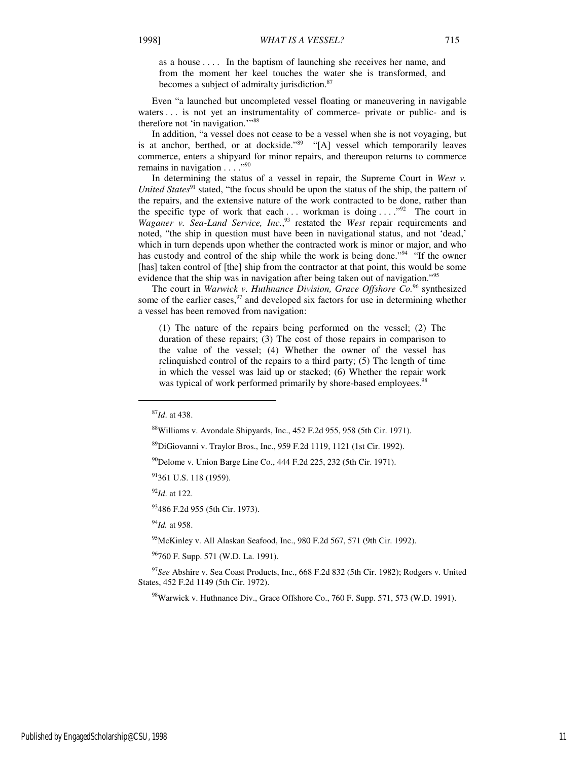> as a house . . . . In the baptism of launching she receives her name, and from the moment her keel touches the water she is transformed, and becomes a subject of admiralty jurisdiction.[87]

Even "a launched but uncompleted vessel floating or maneuvering in navigable waters . . . is not yet an instrumentality of commerce- private or public- and is therefore not 'in navigation.'"[88]

In addition, "a vessel does not cease to be a vessel when she is not voyaging, but is at anchor, berthed, or at dockside."[89] "[A] vessel which temporarily leaves commerce, enters a shipyard for minor repairs, and thereupon returns to commerce remains in navigation . . . ."[90]

In determining the status of a vessel in repair, the Supreme Court in *West v. United States*[91] stated, "the focus should be upon the status of the ship, the pattern of the repairs, and the extensive nature of the work contracted to be done, rather than the specific type of work that each . . . workman is doing . . . ."[92] The court in *Waganer v. Sea-Land Service, Inc.*,[93] restated the *West* repair requirements and noted, "the ship in question must have been in navigational status, and not 'dead,' which in turn depends upon whether the contracted work is minor or major, and who has custody and control of the ship while the work is being done."[94] "If the owner [has] taken control of [the] ship from the contractor at that point, this would be some evidence that the ship was in navigation after being taken out of navigation."[95]

The court in *Warwick v. Huthnance Division, Grace Offshore Co.*[96] synthesized some of the earlier cases,[97] and developed six factors for use in determining whether a vessel has been removed from navigation:

> (1) The nature of the repairs being performed on the vessel; (2) The duration of these repairs; (3) The cost of those repairs in comparison to the value of the vessel; (4) Whether the owner of the vessel has relinquished control of the repairs to a third party; (5) The length of time in which the vessel was laid up or stacked; (6) Whether the repair work was typical of work performed primarily by shore-based employees.[98]

---

[87] *Id.* at 438.

[88] Williams v. Avondale Shipyards, Inc., 452 F.2d 955, 958 (5th Cir. 1971).

[89] DiGiovanni v. Traylor Bros., Inc., 959 F.2d 1119, 1121 (1st Cir. 1992).

[90] Delome v. Union Barge Line Co., 444 F.2d 225, 232 (5th Cir. 1971).

[91] 361 U.S. 118 (1959).

[92] *Id.* at 122.

[93] 486 F.2d 955 (5th Cir. 1973).

[94] *Id.* at 958.

[95] McKinley v. All Alaskan Seafood, Inc., 980 F.2d 567, 571 (9th Cir. 1992).

[96] 760 F. Supp. 571 (W.D. La. 1991).

[97] *See* Abshire v. Sea Coast Products, Inc., 668 F.2d 832 (5th Cir. 1982); Rodgers v. United States, 452 F.2d 1149 (5th Cir. 1972).

[98] Warwick v. Huthnance Div., Grace Offshore Co., 760 F. Supp. 571, 573 (W.D. 1991).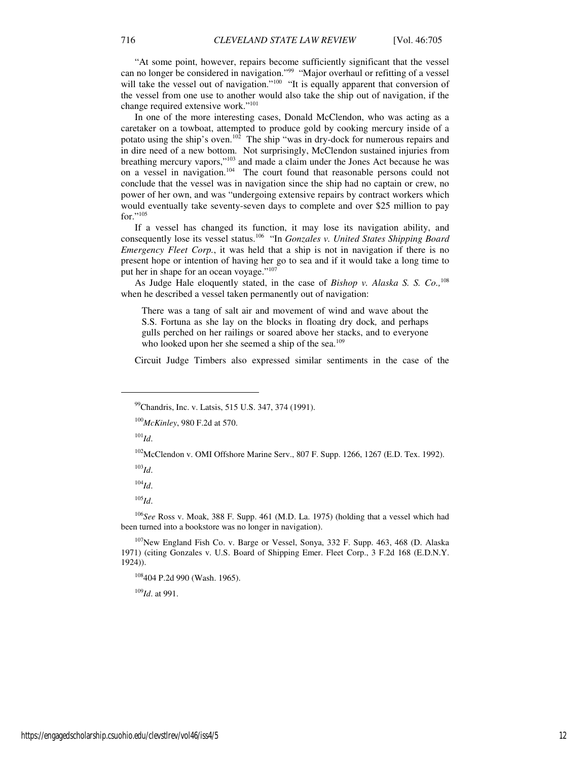"At some point, however, repairs become sufficiently significant that the vessel can no longer be considered in navigation."[99] "Major overhaul or refitting of a vessel will take the vessel out of navigation."[100] "It is equally apparent that conversion of the vessel from one use to another would also take the ship out of navigation, if the change required extensive work."[101]

In one of the more interesting cases, Donald McClendon, who was acting as a caretaker on a towboat, attempted to produce gold by cooking mercury inside of a potato using the ship's oven.[102] The ship "was in dry-dock for numerous repairs and in dire need of a new bottom. Not surprisingly, McClendon sustained injuries from breathing mercury vapors,"[103] and made a claim under the Jones Act because he was on a vessel in navigation.[104] The court found that reasonable persons could not conclude that the vessel was in navigation since the ship had no captain or crew, no power of her own, and was "undergoing extensive repairs by contract workers which would eventually take seventy-seven days to complete and over $25 million to pay for."[105]

If a vessel has changed its function, it may lose its navigation ability, and consequently lose its vessel status.[106] "In *Gonzales v. United States Shipping Board Emergency Fleet Corp.*, it was held that a ship is not in navigation if there is no present hope or intention of having her go to sea and if it would take a long time to put her in shape for an ocean voyage."[107]

As Judge Hale eloquently stated, in the case of *Bishop v. Alaska S. S. Co.,*[108] when he described a vessel taken permanently out of navigation:

> There was a tang of salt air and movement of wind and wave about the S.S. Fortuna as she lay on the blocks in floating dry dock, and perhaps gulls perched on her railings or soared above her stacks, and to everyone who looked upon her she seemed a ship of the sea.[109]

Circuit Judge Timbers also expressed similar sentiments in the case of the

---

[99] Chandris, Inc. v. Latsis, 515 U.S. 347, 374 (1991).

[100] *McKinley*, 980 F.2d at 570.

[101] *Id*.

[102] McClendon v. OMI Offshore Marine Serv., 807 F. Supp. 1266, 1267 (E.D. Tex. 1992).

[103] *Id*.

[104] *Id*.

[105] *Id*.

[106] *See* Ross v. Moak, 388 F. Supp. 461 (M.D. La. 1975) (holding that a vessel which had been turned into a bookstore was no longer in navigation).

[107] New England Fish Co. v. Barge or Vessel, Sonya, 332 F. Supp. 463, 468 (D. Alaska 1971) (citing Gonzales v. U.S. Board of Shipping Emer. Fleet Corp., 3 F.2d 168 (E.D.N.Y. 1924)).

[108] 404 P.2d 990 (Wash. 1965).

[109] *Id*. at 991.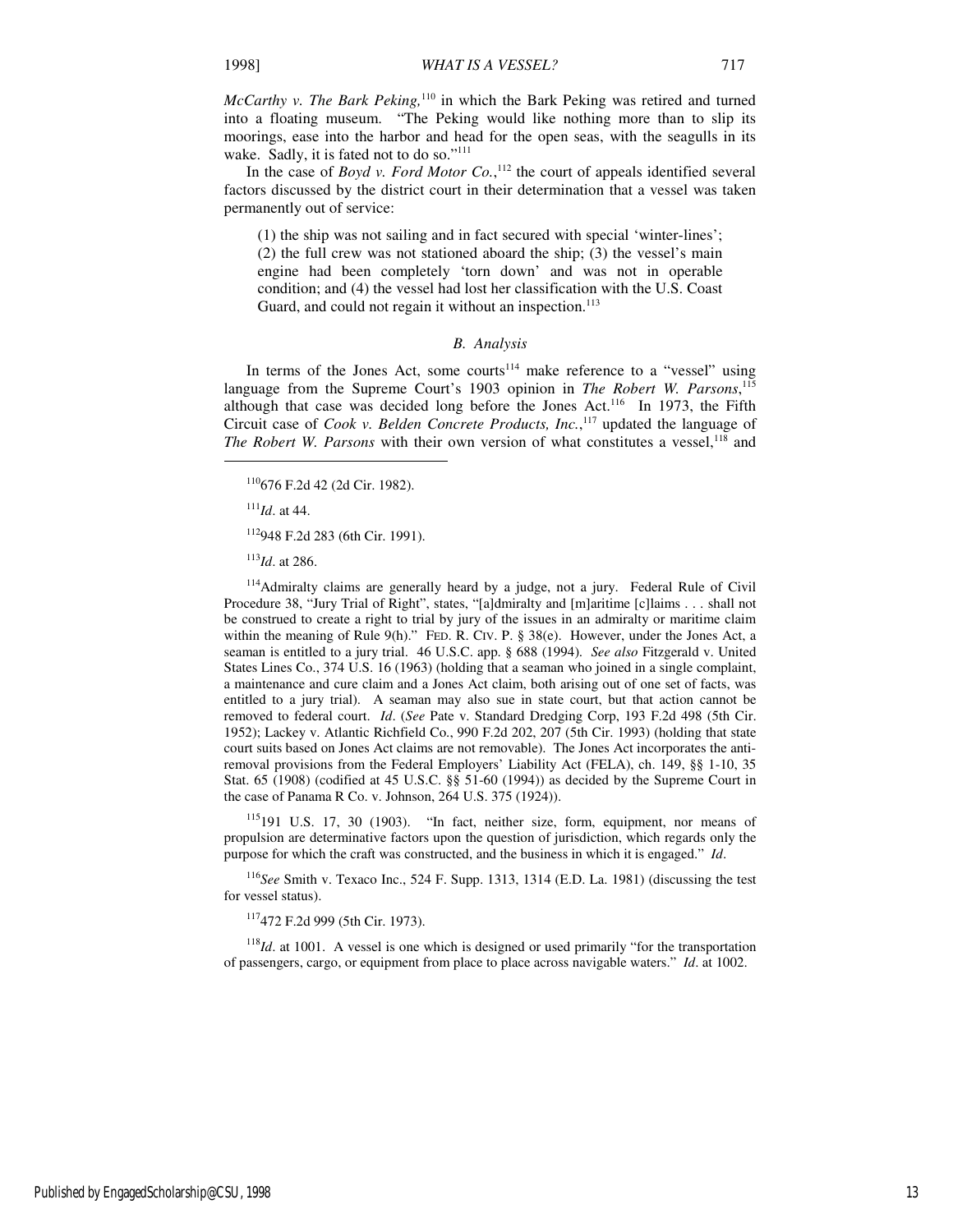*McCarthy v. The Bark Peking,*[110] in which the Bark Peking was retired and turned into a floating museum. "The Peking would like nothing more than to slip its moorings, ease into the harbor and head for the open seas, with the seagulls in its wake. Sadly, it is fated not to do so."[111]

In the case of *Boyd v. Ford Motor Co.*,[112] the court of appeals identified several factors discussed by the district court in their determination that a vessel was taken permanently out of service:

> (1) the ship was not sailing and in fact secured with special 'winter-lines'; (2) the full crew was not stationed aboard the ship; (3) the vessel's main engine had been completely 'torn down' and was not in operable condition; and (4) the vessel had lost her classification with the U.S. Coast Guard, and could not regain it without an inspection.[113]

### *B. Analysis*

In terms of the Jones Act, some courts[114] make reference to a "vessel" using language from the Supreme Court's 1903 opinion in *The Robert W. Parsons*,[115] although that case was decided long before the Jones Act.[116] In 1973, the Fifth Circuit case of *Cook v. Belden Concrete Products, Inc.*,[117] updated the language of *The Robert W. Parsons* with their own version of what constitutes a vessel,[118] and

---

[110] 676 F.2d 42 (2d Cir. 1982).

[111] *Id*. at 44.

[112] 948 F.2d 283 (6th Cir. 1991).

[113] *Id*. at 286.

[114] Admiralty claims are generally heard by a judge, not a jury. Federal Rule of Civil Procedure 38, "Jury Trial of Right", states, "[a]dmiralty and [m]aritime [c]laims . . . shall not be construed to create a right to trial by jury of the issues in an admiralty or maritime claim within the meaning of Rule 9(h)." FED. R. CIV. P. § 38(e). However, under the Jones Act, a seaman is entitled to a jury trial. 46 U.S.C. app. § 688 (1994). *See also* Fitzgerald v. United States Lines Co., 374 U.S. 16 (1963) (holding that a seaman who joined in a single complaint, a maintenance and cure claim and a Jones Act claim, both arising out of one set of facts, was entitled to a jury trial). A seaman may also sue in state court, but that action cannot be removed to federal court. *Id*. (*See* Pate v. Standard Dredging Corp, 193 F.2d 498 (5th Cir. 1952); Lackey v. Atlantic Richfield Co., 990 F.2d 202, 207 (5th Cir. 1993) (holding that state court suits based on Jones Act claims are not removable). The Jones Act incorporates the anti-removal provisions from the Federal Employers' Liability Act (FELA), ch. 149, §§ 1-10, 35 Stat. 65 (1908) (codified at 45 U.S.C. §§ 51-60 (1994)) as decided by the Supreme Court in the case of Panama R Co. v. Johnson, 264 U.S. 375 (1924)).

[115] 191 U.S. 17, 30 (1903). "In fact, neither size, form, equipment, nor means of propulsion are determinative factors upon the question of jurisdiction, which regards only the purpose for which the craft was constructed, and the business in which it is engaged." *Id*.

[116] *See* Smith v. Texaco Inc., 524 F. Supp. 1313, 1314 (E.D. La. 1981) (discussing the test for vessel status).

[117] 472 F.2d 999 (5th Cir. 1973).

[118] *Id*. at 1001. A vessel is one which is designed or used primarily "for the transportation of passengers, cargo, or equipment from place to place across navigable waters." *Id*. at 1002.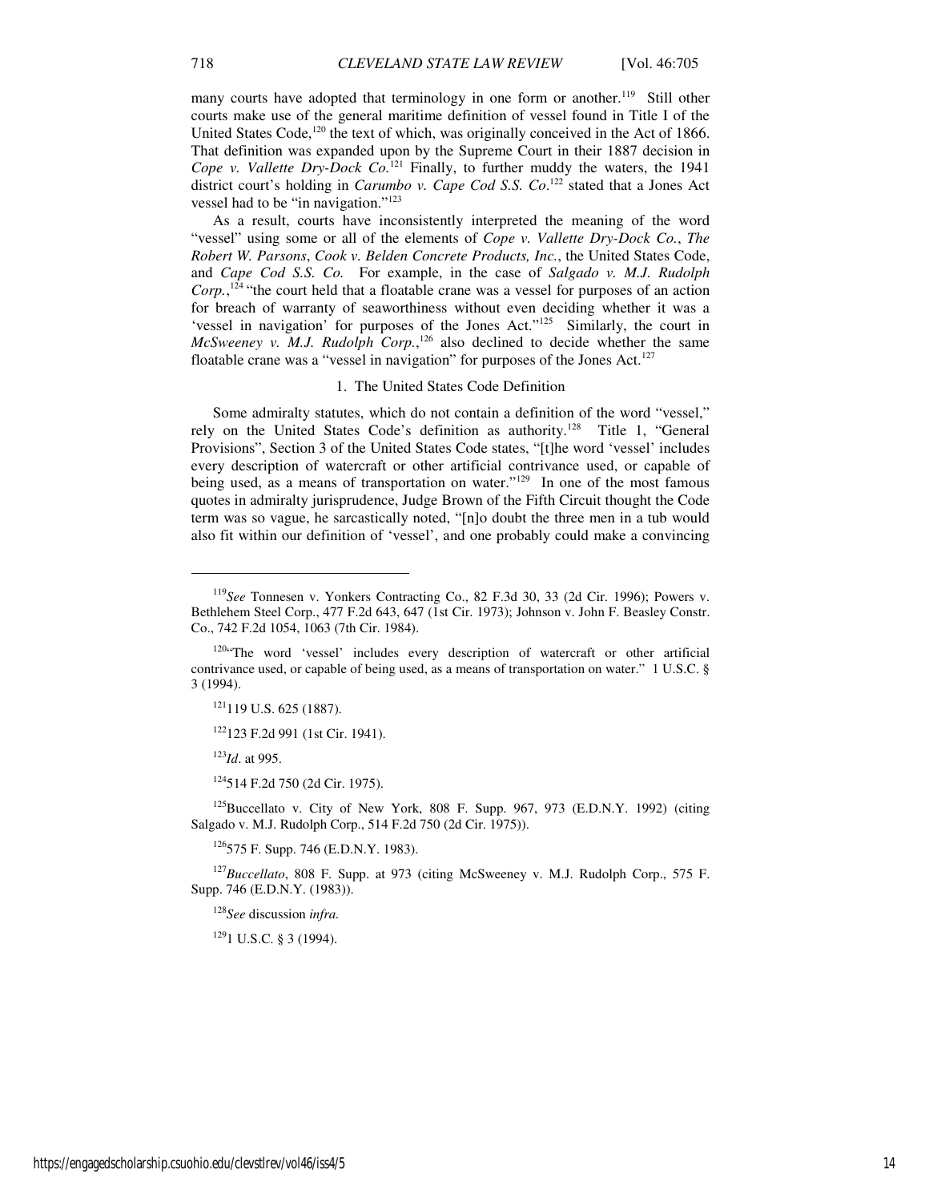many courts have adopted that terminology in one form or another.[119] Still other courts make use of the general maritime definition of vessel found in Title I of the United States Code,[120] the text of which, was originally conceived in the Act of 1866. That definition was expanded upon by the Supreme Court in their 1887 decision in *Cope v. Vallette Dry-Dock Co.*[121] Finally, to further muddy the waters, the 1941 district court's holding in *Carumbo v. Cape Cod S.S. Co*.[122] stated that a Jones Act vessel had to be "in navigation."[123]

As a result, courts have inconsistently interpreted the meaning of the word "vessel" using some or all of the elements of *Cope v. Vallette Dry-Dock Co.*, *The Robert W. Parsons*, *Cook v. Belden Concrete Products, Inc.*, the United States Code, and *Cape Cod S.S. Co.* For example, in the case of *Salgado v. M.J. Rudolph Corp.*,[124] "the court held that a floatable crane was a vessel for purposes of an action for breach of warranty of seaworthiness without even deciding whether it was a 'vessel in navigation' for purposes of the Jones Act."[125] Similarly, the court in *McSweeney v. M.J. Rudolph Corp.*,[126] also declined to decide whether the same floatable crane was a "vessel in navigation" for purposes of the Jones Act.[127]

### 1. The United States Code Definition

Some admiralty statutes, which do not contain a definition of the word "vessel," rely on the United States Code's definition as authority.[128] Title 1, "General Provisions", Section 3 of the United States Code states, "[t]he word 'vessel' includes every description of watercraft or other artificial contrivance used, or capable of being used, as a means of transportation on water."[129] In one of the most famous quotes in admiralty jurisprudence, Judge Brown of the Fifth Circuit thought the Code term was so vague, he sarcastically noted, "[n]o doubt the three men in a tub would also fit within our definition of 'vessel', and one probably could make a convincing

---

[119] *See* Tonnesen v. Yonkers Contracting Co., 82 F.3d 30, 33 (2d Cir. 1996); Powers v. Bethlehem Steel Corp., 477 F.2d 643, 647 (1st Cir. 1973); Johnson v. John F. Beasley Constr. Co., 742 F.2d 1054, 1063 (7th Cir. 1984).

[120] "The word 'vessel' includes every description of watercraft or other artificial contrivance used, or capable of being used, as a means of transportation on water." 1 U.S.C. § 3 (1994).

[121] 119 U.S. 625 (1887).

[122] 123 F.2d 991 (1st Cir. 1941).

[123] *Id*. at 995.

[124] 514 F.2d 750 (2d Cir. 1975).

[125] Buccellato v. City of New York, 808 F. Supp. 967, 973 (E.D.N.Y. 1992) (citing Salgado v. M.J. Rudolph Corp., 514 F.2d 750 (2d Cir. 1975)).

[126] 575 F. Supp. 746 (E.D.N.Y. 1983).

[127] *Buccellato*, 808 F. Supp. at 973 (citing McSweeney v. M.J. Rudolph Corp., 575 F. Supp. 746 (E.D.N.Y. (1983)).

[128] *See* discussion *infra.*

[129] 1 U.S.C. § 3 (1994).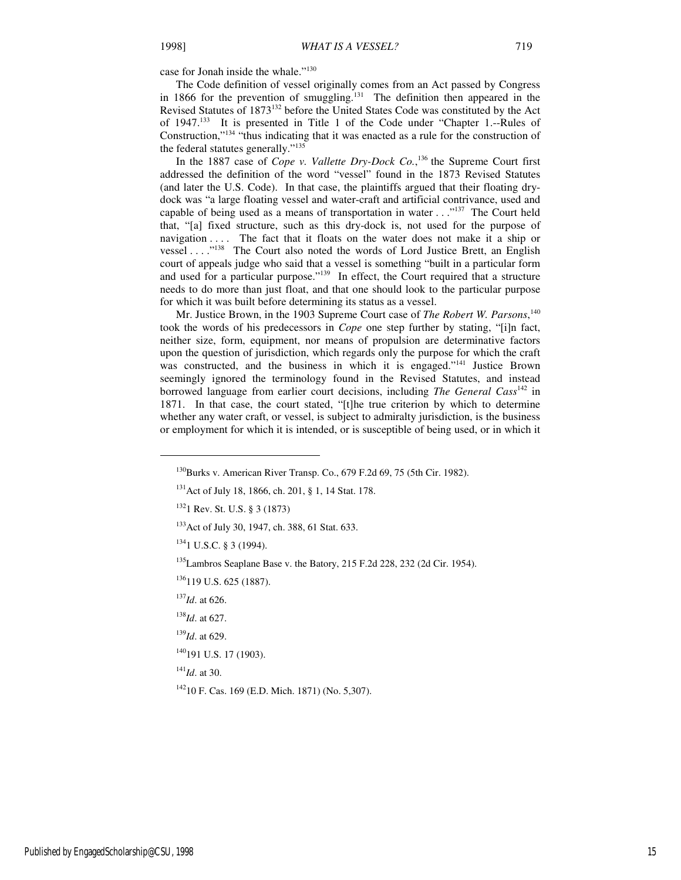case for Jonah inside the whale."[130]

The Code definition of vessel originally comes from an Act passed by Congress in 1866 for the prevention of smuggling.[131] The definition then appeared in the Revised Statutes of 1873[132] before the United States Code was constituted by the Act of 1947.[133] It is presented in Title 1 of the Code under "Chapter 1.--Rules of Construction,"[134] "thus indicating that it was enacted as a rule for the construction of the federal statutes generally."[135]

In the 1887 case of *Cope v. Vallette Dry-Dock Co.*,[136] the Supreme Court first addressed the definition of the word "vessel" found in the 1873 Revised Statutes (and later the U.S. Code). In that case, the plaintiffs argued that their floating dry-dock was "a large floating vessel and water-craft and artificial contrivance, used and capable of being used as a means of transportation in water . . ."[137] The Court held that, "[a] fixed structure, such as this dry-dock is, not used for the purpose of navigation . . . . The fact that it floats on the water does not make it a ship or vessel . . . ."[138] The Court also noted the words of Lord Justice Brett, an English court of appeals judge who said that a vessel is something "built in a particular form and used for a particular purpose."[139] In effect, the Court required that a structure needs to do more than just float, and that one should look to the particular purpose for which it was built before determining its status as a vessel.

Mr. Justice Brown, in the 1903 Supreme Court case of *The Robert W. Parsons*,[140] took the words of his predecessors in *Cope* one step further by stating, "[i]n fact, neither size, form, equipment, nor means of propulsion are determinative factors upon the question of jurisdiction, which regards only the purpose for which the craft was constructed, and the business in which it is engaged."[141] Justice Brown seemingly ignored the terminology found in the Revised Statutes, and instead borrowed language from earlier court decisions, including *The General Cass*[142] in 1871. In that case, the court stated, "[t]he true criterion by which to determine whether any water craft, or vessel, is subject to admiralty jurisdiction, is the business or employment for which it is intended, or is susceptible of being used, or in which it

---

[130] Burks v. American River Transp. Co., 679 F.2d 69, 75 (5th Cir. 1982).

[131] Act of July 18, 1866, ch. 201, § 1, 14 Stat. 178.

[132] 1 Rev. St. U.S. § 3 (1873)

[133] Act of July 30, 1947, ch. 388, 61 Stat. 633.

[134] 1 U.S.C. § 3 (1994).

[135] Lambros Seaplane Base v. the Batory, 215 F.2d 228, 232 (2d Cir. 1954).

[136] 119 U.S. 625 (1887).

[137] *Id*. at 626.

[138] *Id*. at 627.

[139] *Id*. at 629.

[140] 191 U.S. 17 (1903).

[141] *Id*. at 30.

[142] 10 F. Cas. 169 (E.D. Mich. 1871) (No. 5,307).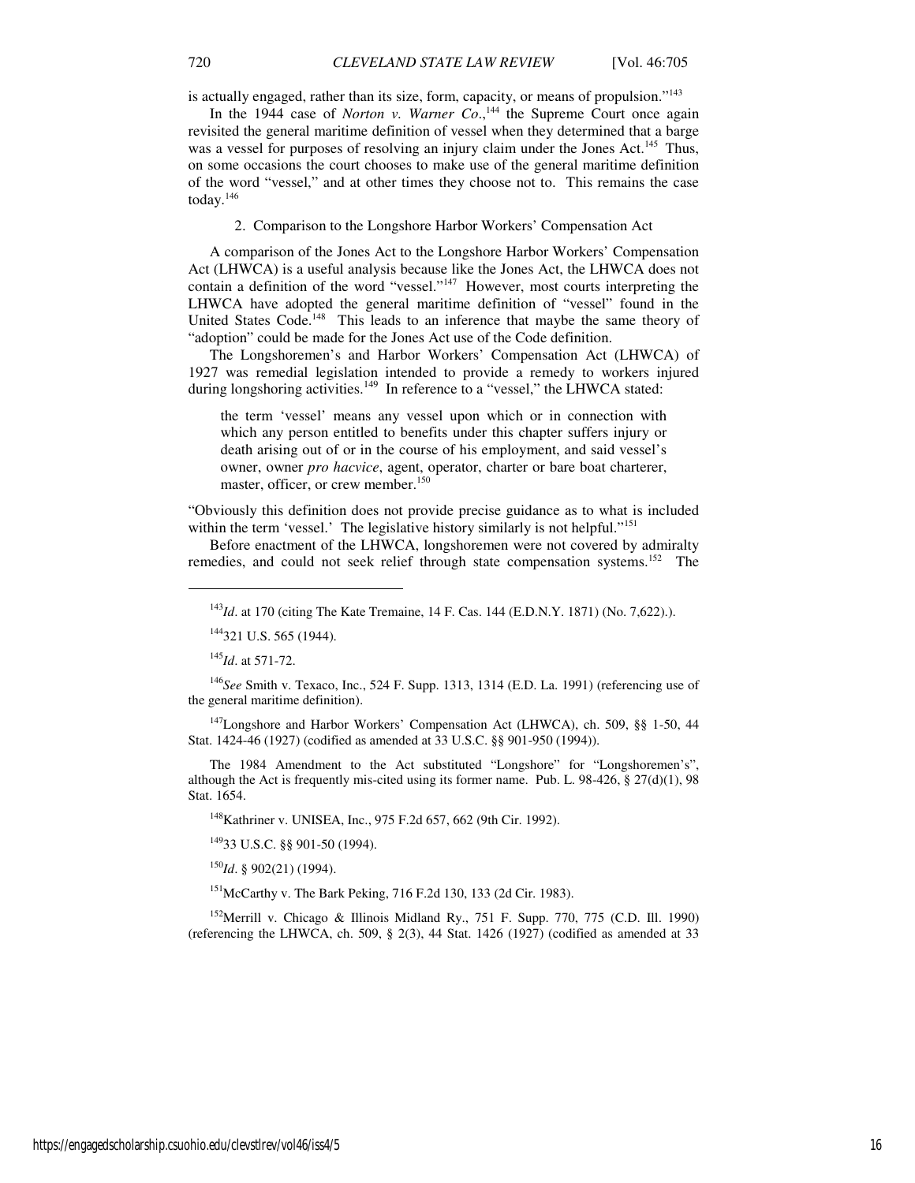is actually engaged, rather than its size, form, capacity, or means of propulsion."[143]

In the 1944 case of *Norton v. Warner Co.*,[144] the Supreme Court once again revisited the general maritime definition of vessel when they determined that a barge was a vessel for purposes of resolving an injury claim under the Jones Act.[145] Thus, on some occasions the court chooses to make use of the general maritime definition of the word "vessel," and at other times they choose not to. This remains the case today.[146]

2. Comparison to the Longshore Harbor Workers' Compensation Act

A comparison of the Jones Act to the Longshore Harbor Workers' Compensation Act (LHWCA) is a useful analysis because like the Jones Act, the LHWCA does not contain a definition of the word "vessel."[147] However, most courts interpreting the LHWCA have adopted the general maritime definition of "vessel" found in the United States Code.[148] This leads to an inference that maybe the same theory of "adoption" could be made for the Jones Act use of the Code definition.

The Longshoremen's and Harbor Workers' Compensation Act (LHWCA) of 1927 was remedial legislation intended to provide a remedy to workers injured during longshoring activities.[149] In reference to a "vessel," the LHWCA stated:

> the term 'vessel' means any vessel upon which or in connection with which any person entitled to benefits under this chapter suffers injury or death arising out of or in the course of his employment, and said vessel's owner, owner *pro hacvice*, agent, operator, charter or bare boat charterer, master, officer, or crew member.[150]

"Obviously this definition does not provide precise guidance as to what is included within the term 'vessel.' The legislative history similarly is not helpful."[151]

Before enactment of the LHWCA, longshoremen were not covered by admiralty remedies, and could not seek relief through state compensation systems.[152] The

---

[143] *Id*. at 170 (citing The Kate Tremaine, 14 F. Cas. 144 (E.D.N.Y. 1871) (No. 7,622).).

[144] 321 U.S. 565 (1944).

[145] *Id*. at 571-72.

[146] *See* Smith v. Texaco, Inc., 524 F. Supp. 1313, 1314 (E.D. La. 1991) (referencing use of the general maritime definition).

[147] Longshore and Harbor Workers' Compensation Act (LHWCA), ch. 509, §§ 1-50, 44 Stat. 1424-46 (1927) (codified as amended at 33 U.S.C. §§ 901-950 (1994)).

The 1984 Amendment to the Act substituted "Longshore" for "Longshoremen's", although the Act is frequently mis-cited using its former name. Pub. L. 98-426, § 27(d)(1), 98 Stat. 1654.

[148] Kathriner v. UNISEA, Inc., 975 F.2d 657, 662 (9th Cir. 1992).

[149] 33 U.S.C. §§ 901-50 (1994).

[150] *Id*. § 902(21) (1994).

[151] McCarthy v. The Bark Peking, 716 F.2d 130, 133 (2d Cir. 1983).

[152] Merrill v. Chicago & Illinois Midland Ry., 751 F. Supp. 770, 775 (C.D. Ill. 1990) (referencing the LHWCA, ch. 509, § 2(3), 44 Stat. 1426 (1927) (codified as amended at 33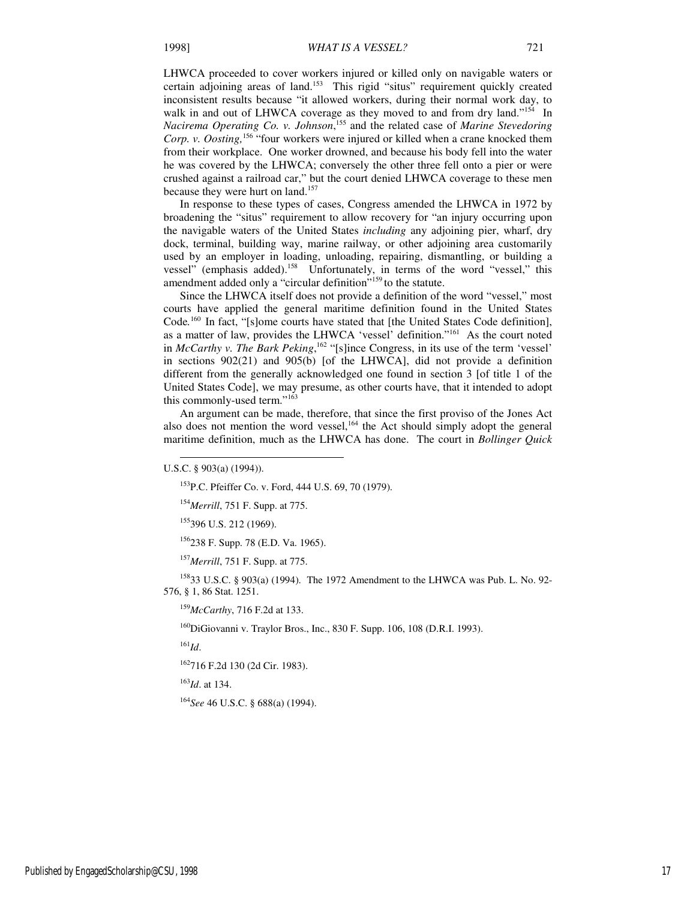LHWCA proceeded to cover workers injured or killed only on navigable waters or certain adjoining areas of land.[153] This rigid "situs" requirement quickly created inconsistent results because "it allowed workers, during their normal work day, to walk in and out of LHWCA coverage as they moved to and from dry land."[154] In *Nacirema Operating Co. v. Johnson*,[155] and the related case of *Marine Stevedoring Corp. v. Oosting,*[156] "four workers were injured or killed when a crane knocked them from their workplace. One worker drowned, and because his body fell into the water he was covered by the LHWCA; conversely the other three fell onto a pier or were crushed against a railroad car," but the court denied LHWCA coverage to these men because they were hurt on land.[157]

In response to these types of cases, Congress amended the LHWCA in 1972 by broadening the "situs" requirement to allow recovery for "an injury occurring upon the navigable waters of the United States *including* any adjoining pier, wharf, dry dock, terminal, building way, marine railway, or other adjoining area customarily used by an employer in loading, unloading, repairing, dismantling, or building a vessel" (emphasis added).[158] Unfortunately, in terms of the word "vessel," this amendment added only a "circular definition"[159] to the statute.

Since the LHWCA itself does not provide a definition of the word "vessel," most courts have applied the general maritime definition found in the United States Code.[160] In fact, "[s]ome courts have stated that [the United States Code definition], as a matter of law, provides the LHWCA 'vessel' definition."[161] As the court noted in *McCarthy v. The Bark Peking*,[162] "[s]ince Congress, in its use of the term 'vessel' in sections 902(21) and 905(b) [of the LHWCA], did not provide a definition different from the generally acknowledged one found in section 3 [of title 1 of the United States Code], we may presume, as other courts have, that it intended to adopt this commonly-used term."[163]

An argument can be made, therefore, that since the first proviso of the Jones Act also does not mention the word vessel,[164] the Act should simply adopt the general maritime definition, much as the LHWCA has done. The court in *Bollinger Quick*

---

U.S.C. § 903(a) (1994)).

[153] P.C. Pfeiffer Co. v. Ford, 444 U.S. 69, 70 (1979).

[154] *Merrill*, 751 F. Supp. at 775.

[155] 396 U.S. 212 (1969).

[156] 238 F. Supp. 78 (E.D. Va. 1965).

[157] *Merrill*, 751 F. Supp. at 775.

[158] 33 U.S.C. § 903(a) (1994). The 1972 Amendment to the LHWCA was Pub. L. No. 92-576, § 1, 86 Stat. 1251.

[159] *McCarthy*, 716 F.2d at 133.

[160] DiGiovanni v. Traylor Bros., Inc., 830 F. Supp. 106, 108 (D.R.I. 1993).

[161] *Id*.

[162] 716 F.2d 130 (2d Cir. 1983).

[163] *Id*. at 134.

[164] *See* 46 U.S.C. § 688(a) (1994).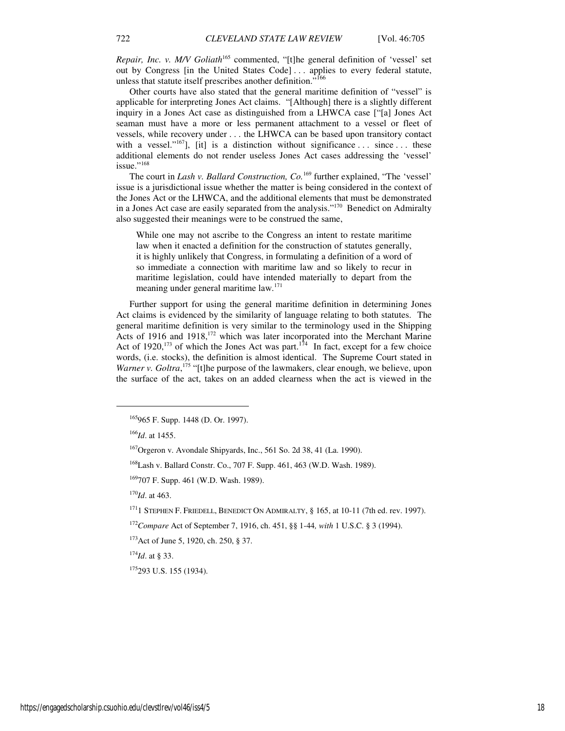*Repair, Inc. v. M/V Goliath*[165] commented, "[t]he general definition of 'vessel' set out by Congress [in the United States Code] . . . applies to every federal statute, unless that statute itself prescribes another definition."[166]

Other courts have also stated that the general maritime definition of "vessel" is applicable for interpreting Jones Act claims. "[Although] there is a slightly different inquiry in a Jones Act case as distinguished from a LHWCA case ["[a] Jones Act seaman must have a more or less permanent attachment to a vessel or fleet of vessels, while recovery under . . . the LHWCA can be based upon transitory contact with a vessel."[167]], [it] is a distinction without significance . . . since . . . these additional elements do not render useless Jones Act cases addressing the 'vessel' issue."[168]

The court in *Lash v. Ballard Construction, Co.*[169] further explained, "The 'vessel' issue is a jurisdictional issue whether the matter is being considered in the context of the Jones Act or the LHWCA, and the additional elements that must be demonstrated in a Jones Act case are easily separated from the analysis."[170] Benedict on Admiralty also suggested their meanings were to be construed the same,

> While one may not ascribe to the Congress an intent to restate maritime law when it enacted a definition for the construction of statutes generally, it is highly unlikely that Congress, in formulating a definition of a word of so immediate a connection with maritime law and so likely to recur in maritime legislation, could have intended materially to depart from the meaning under general maritime law.[171]

Further support for using the general maritime definition in determining Jones Act claims is evidenced by the similarity of language relating to both statutes. The general maritime definition is very similar to the terminology used in the Shipping Acts of 1916 and 1918,[172] which was later incorporated into the Merchant Marine Act of 1920,[173] of which the Jones Act was part.[174] In fact, except for a few choice words, (i.e. stocks), the definition is almost identical. The Supreme Court stated in *Warner v. Goltra*,[175] "[t]he purpose of the lawmakers, clear enough, we believe, upon the surface of the act, takes on an added clearness when the act is viewed in the

---

[165] 965 F. Supp. 1448 (D. Or. 1997).

[166] *Id*. at 1455.

[167] Orgeron v. Avondale Shipyards, Inc., 561 So. 2d 38, 41 (La. 1990).

[168] Lash v. Ballard Constr. Co., 707 F. Supp. 461, 463 (W.D. Wash. 1989).

[169] 707 F. Supp. 461 (W.D. Wash. 1989).

[170] *Id*. at 463.

[171] 1 STEPHEN F. FRIEDELL, BENEDICT ON ADMIRALTY, § 165, at 10-11 (7th ed. rev. 1997).

[172] *Compare* Act of September 7, 1916, ch. 451, §§ 1-44, *with* 1 U.S.C. § 3 (1994).

[173] Act of June 5, 1920, ch. 250, § 37.

[174] *Id*. at § 33.

[175] 293 U.S. 155 (1934).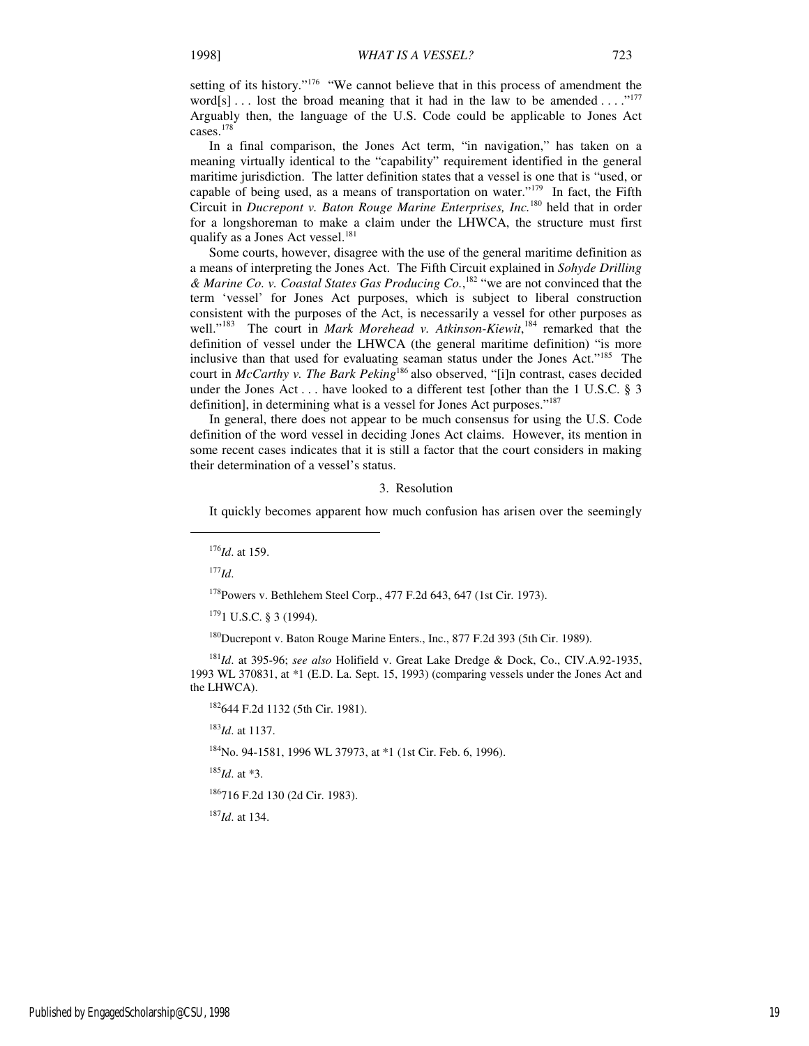setting of its history."[176] "We cannot believe that in this process of amendment the word[s] . . . lost the broad meaning that it had in the law to be amended . . . ."[177] Arguably then, the language of the U.S. Code could be applicable to Jones Act cases.[178]

In a final comparison, the Jones Act term, "in navigation," has taken on a meaning virtually identical to the "capability" requirement identified in the general maritime jurisdiction. The latter definition states that a vessel is one that is "used, or capable of being used, as a means of transportation on water."[179] In fact, the Fifth Circuit in *Ducrepont v. Baton Rouge Marine Enterprises, Inc.*[180] held that in order for a longshoreman to make a claim under the LHWCA, the structure must first qualify as a Jones Act vessel.[181]

Some courts, however, disagree with the use of the general maritime definition as a means of interpreting the Jones Act. The Fifth Circuit explained in *Sohyde Drilling & Marine Co. v. Coastal States Gas Producing Co.*,[182] "we are not convinced that the term 'vessel' for Jones Act purposes, which is subject to liberal construction consistent with the purposes of the Act, is necessarily a vessel for other purposes as well."[183] The court in *Mark Morehead v. Atkinson-Kiewit*,[184] remarked that the definition of vessel under the LHWCA (the general maritime definition) "is more inclusive than that used for evaluating seaman status under the Jones Act."[185] The court in *McCarthy v. The Bark Peking*[186] also observed, "[i]n contrast, cases decided under the Jones Act . . . have looked to a different test [other than the 1 U.S.C. § 3 definition], in determining what is a vessel for Jones Act purposes."[187]

In general, there does not appear to be much consensus for using the U.S. Code definition of the word vessel in deciding Jones Act claims. However, its mention in some recent cases indicates that it is still a factor that the court considers in making their determination of a vessel's status.

### 3. Resolution

It quickly becomes apparent how much confusion has arisen over the seemingly

---

[176]*Id*. at 159.

[177]*Id*.

[178]Powers v. Bethlehem Steel Corp., 477 F.2d 643, 647 (1st Cir. 1973).

[179]1 U.S.C. § 3 (1994).

[180]Ducrepont v. Baton Rouge Marine Enters., Inc., 877 F.2d 393 (5th Cir. 1989).

[181]*Id*. at 395-96; *see also* Holifield v. Great Lake Dredge & Dock, Co., CIV.A.92-1935, 1993 WL 370831, at *1 (E.D. La. Sept. 15, 1993) (comparing vessels under the Jones Act and the LHWCA).

[182]644 F.2d 1132 (5th Cir. 1981).

[183]*Id*. at 1137.

[184]No. 94-1581, 1996 WL 37973, at *1 (1st Cir. Feb. 6, 1996).

[185]*Id*. at *3.

[186]716 F.2d 130 (2d Cir. 1983).

[187]*Id*. at 134.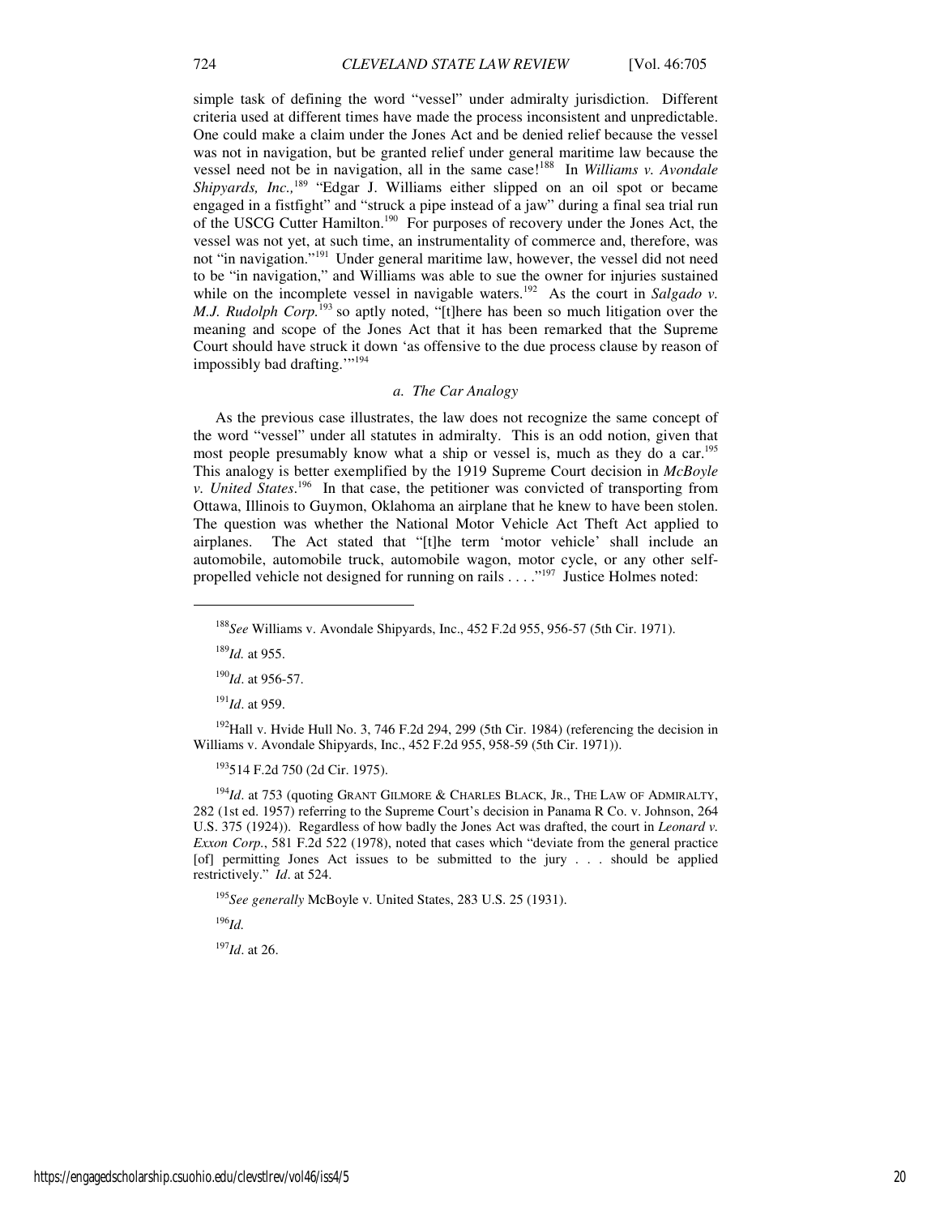simple task of defining the word "vessel" under admiralty jurisdiction. Different criteria used at different times have made the process inconsistent and unpredictable. One could make a claim under the Jones Act and be denied relief because the vessel was not in navigation, but be granted relief under general maritime law because the vessel need not be in navigation, all in the same case![188] In *Williams v. Avondale Shipyards, Inc.,*[189] "Edgar J. Williams either slipped on an oil spot or became engaged in a fistfight" and "struck a pipe instead of a jaw" during a final sea trial run of the USCG Cutter Hamilton.[190] For purposes of recovery under the Jones Act, the vessel was not yet, at such time, an instrumentality of commerce and, therefore, was not "in navigation."[191] Under general maritime law, however, the vessel did not need to be "in navigation," and Williams was able to sue the owner for injuries sustained while on the incomplete vessel in navigable waters.[192] As the court in *Salgado v. M.J. Rudolph Corp.*[193] so aptly noted, "[t]here has been so much litigation over the meaning and scope of the Jones Act that it has been remarked that the Supreme Court should have struck it down 'as offensive to the due process clause by reason of impossibly bad drafting.'"[194]

### *a. The Car Analogy*

As the previous case illustrates, the law does not recognize the same concept of the word "vessel" under all statutes in admiralty. This is an odd notion, given that most people presumably know what a ship or vessel is, much as they do a car.[195] This analogy is better exemplified by the 1919 Supreme Court decision in *McBoyle v. United States*.[196] In that case, the petitioner was convicted of transporting from Ottawa, Illinois to Guymon, Oklahoma an airplane that he knew to have been stolen. The question was whether the National Motor Vehicle Act Theft Act applied to airplanes. The Act stated that "[t]he term 'motor vehicle' shall include an automobile, automobile truck, automobile wagon, motor cycle, or any other self-propelled vehicle not designed for running on rails . . . ."[197] Justice Holmes noted:

---

[188] *See* Williams v. Avondale Shipyards, Inc., 452 F.2d 955, 956-57 (5th Cir. 1971).

[189] *Id.* at 955.

[190] *Id*. at 956-57.

[191] *Id*. at 959.

[192] Hall v. Hvide Hull No. 3, 746 F.2d 294, 299 (5th Cir. 1984) (referencing the decision in Williams v. Avondale Shipyards, Inc., 452 F.2d 955, 958-59 (5th Cir. 1971)).

[193] 514 F.2d 750 (2d Cir. 1975).

[194] *Id*. at 753 (quoting GRANT GILMORE & CHARLES BLACK, JR., THE LAW OF ADMIRALTY, 282 (1st ed. 1957) referring to the Supreme Court's decision in Panama R Co. v. Johnson, 264 U.S. 375 (1924)). Regardless of how badly the Jones Act was drafted, the court in *Leonard v. Exxon Corp.*, 581 F.2d 522 (1978), noted that cases which "deviate from the general practice [of] permitting Jones Act issues to be submitted to the jury . . . should be applied restrictively." *Id*. at 524.

[195] *See generally* McBoyle v. United States, 283 U.S. 25 (1931).

[196] *Id.*

[197] *Id*. at 26.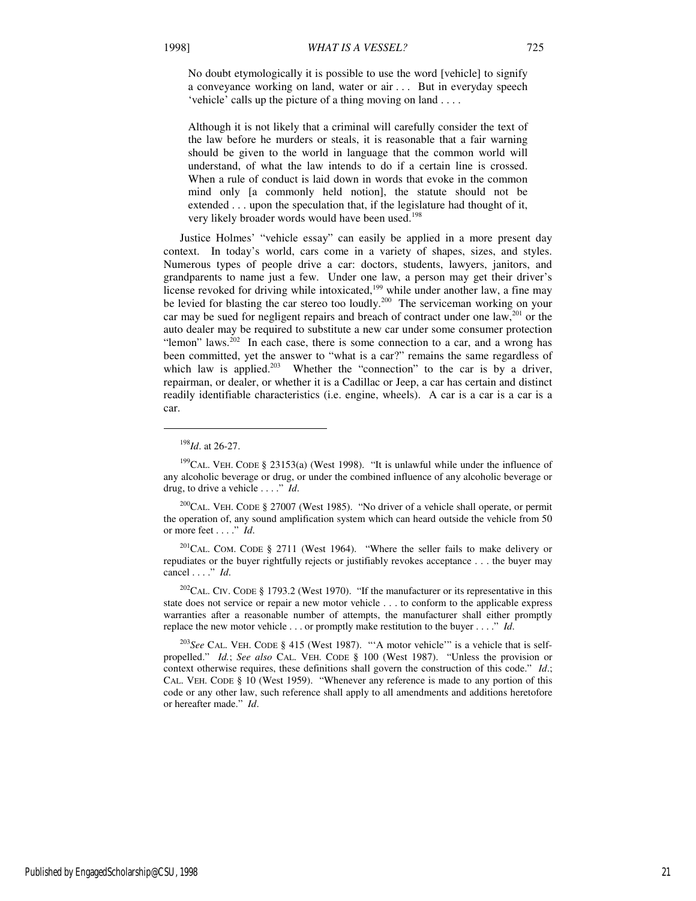> No doubt etymologically it is possible to use the word [vehicle] to signify a conveyance working on land, water or air . . . But in everyday speech 'vehicle' calls up the picture of a thing moving on land . . . .
>
> Although it is not likely that a criminal will carefully consider the text of the law before he murders or steals, it is reasonable that a fair warning should be given to the world in language that the common world will understand, of what the law intends to do if a certain line is crossed. When a rule of conduct is laid down in words that evoke in the common mind only [a commonly held notion], the statute should not be extended . . . upon the speculation that, if the legislature had thought of it, very likely broader words would have been used.[198]

Justice Holmes' "vehicle essay" can easily be applied in a more present day context. In today's world, cars come in a variety of shapes, sizes, and styles. Numerous types of people drive a car: doctors, students, lawyers, janitors, and grandparents to name just a few. Under one law, a person may get their driver's license revoked for driving while intoxicated,[199] while under another law, a fine may be levied for blasting the car stereo too loudly.[200] The serviceman working on your car may be sued for negligent repairs and breach of contract under one law,[201] or the auto dealer may be required to substitute a new car under some consumer protection "lemon" laws.[202] In each case, there is some connection to a car, and a wrong has been committed, yet the answer to "what is a car?" remains the same regardless of which law is applied.[203] Whether the "connection" to the car is by a driver, repairman, or dealer, or whether it is a Cadillac or Jeep, a car has certain and distinct readily identifiable characteristics (i.e. engine, wheels). A car is a car is a car is a car.

---

[198] *Id*. at 26-27.

[199] CAL. VEH. CODE § 23153(a) (West 1998). "It is unlawful while under the influence of any alcoholic beverage or drug, or under the combined influence of any alcoholic beverage or drug, to drive a vehicle . . . ." *Id*.

[200] CAL. VEH. CODE § 27007 (West 1985). "No driver of a vehicle shall operate, or permit the operation of, any sound amplification system which can heard outside the vehicle from 50 or more feet . . . ." *Id*.

[201] CAL. COM. CODE § 2711 (West 1964). "Where the seller fails to make delivery or repudiates or the buyer rightfully rejects or justifiably revokes acceptance . . . the buyer may cancel . . . ." *Id*.

[202] CAL. CIV. CODE § 1793.2 (West 1970). "If the manufacturer or its representative in this state does not service or repair a new motor vehicle . . . to conform to the applicable express warranties after a reasonable number of attempts, the manufacturer shall either promptly replace the new motor vehicle . . . or promptly make restitution to the buyer . . . ." *Id*.

[203] *See* CAL. VEH. CODE § 415 (West 1987). "'A motor vehicle'" is a vehicle that is self-propelled." *Id.*; *See also* CAL. VEH. CODE § 100 (West 1987). "Unless the provision or context otherwise requires, these definitions shall govern the construction of this code." *Id*.; CAL. VEH. CODE § 10 (West 1959). "Whenever any reference is made to any portion of this code or any other law, such reference shall apply to all amendments and additions heretofore or hereafter made." *Id*.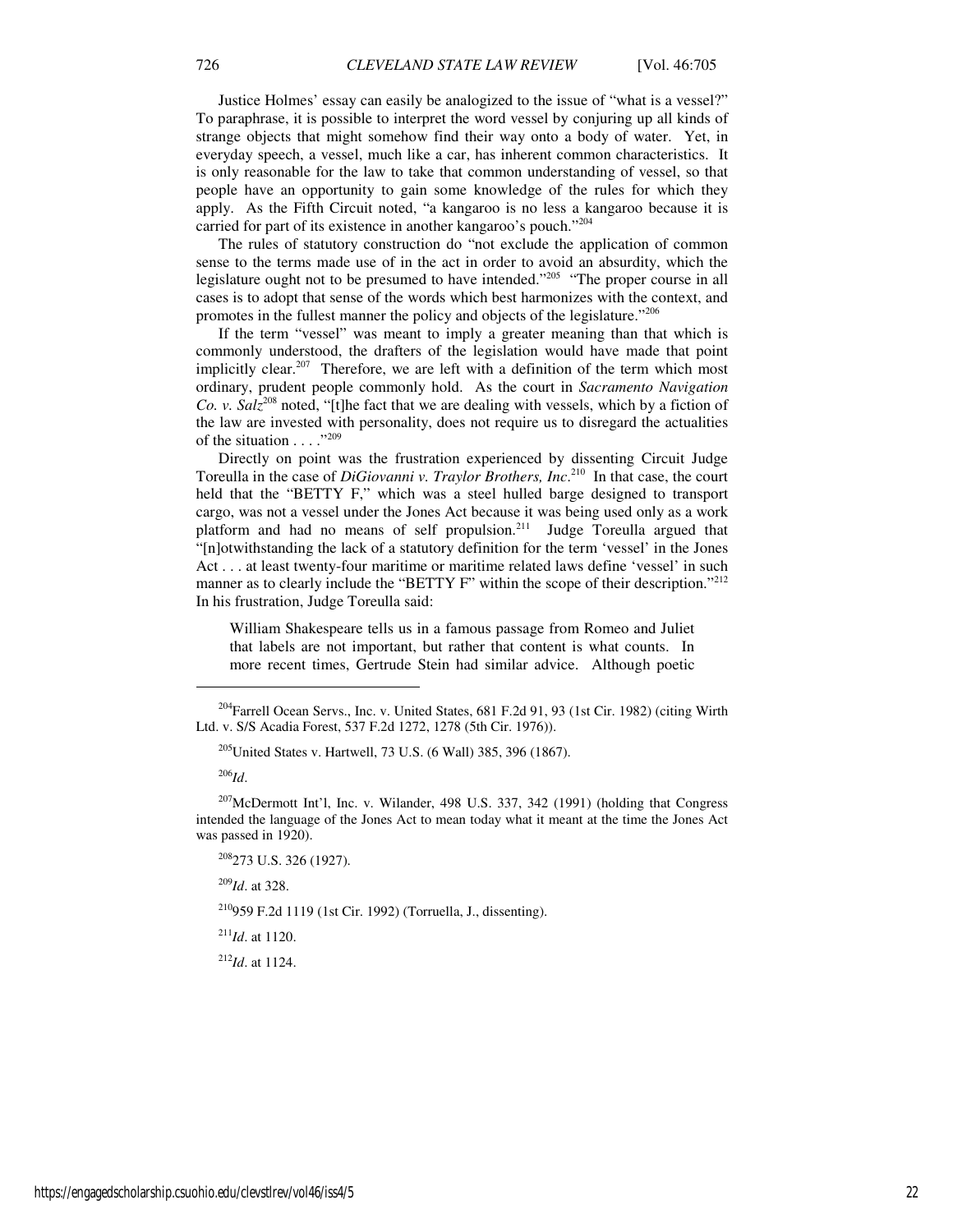Justice Holmes' essay can easily be analogized to the issue of "what is a vessel?" To paraphrase, it is possible to interpret the word vessel by conjuring up all kinds of strange objects that might somehow find their way onto a body of water. Yet, in everyday speech, a vessel, much like a car, has inherent common characteristics. It is only reasonable for the law to take that common understanding of vessel, so that people have an opportunity to gain some knowledge of the rules for which they apply. As the Fifth Circuit noted, "a kangaroo is no less a kangaroo because it is carried for part of its existence in another kangaroo's pouch."[204]

The rules of statutory construction do "not exclude the application of common sense to the terms made use of in the act in order to avoid an absurdity, which the legislature ought not to be presumed to have intended."[205] "The proper course in all cases is to adopt that sense of the words which best harmonizes with the context, and promotes in the fullest manner the policy and objects of the legislature."[206]

If the term "vessel" was meant to imply a greater meaning than that which is commonly understood, the drafters of the legislation would have made that point implicitly clear.[207] Therefore, we are left with a definition of the term which most ordinary, prudent people commonly hold. As the court in *Sacramento Navigation Co. v. Salz*[208] noted, "[t]he fact that we are dealing with vessels, which by a fiction of the law are invested with personality, does not require us to disregard the actualities of the situation . . . ."[209]

Directly on point was the frustration experienced by dissenting Circuit Judge Toreulla in the case of *DiGiovanni v. Traylor Brothers, Inc*.[210] In that case, the court held that the "BETTY F," which was a steel hulled barge designed to transport cargo, was not a vessel under the Jones Act because it was being used only as a work platform and had no means of self propulsion.[211] Judge Toreulla argued that "[n]otwithstanding the lack of a statutory definition for the term 'vessel' in the Jones Act . . . at least twenty-four maritime or maritime related laws define 'vessel' in such manner as to clearly include the "BETTY F" within the scope of their description."[212] In his frustration, Judge Toreulla said:

> William Shakespeare tells us in a famous passage from Romeo and Juliet that labels are not important, but rather that content is what counts. In more recent times, Gertrude Stein had similar advice. Although poetic

---

[204] Farrell Ocean Servs., Inc. v. United States, 681 F.2d 91, 93 (1st Cir. 1982) (citing Wirth Ltd. v. S/S Acadia Forest, 537 F.2d 1272, 1278 (5th Cir. 1976)).

[205] United States v. Hartwell, 73 U.S. (6 Wall) 385, 396 (1867).

[206] *Id*.

[207] McDermott Int'l, Inc. v. Wilander, 498 U.S. 337, 342 (1991) (holding that Congress intended the language of the Jones Act to mean today what it meant at the time the Jones Act was passed in 1920).

[208] 273 U.S. 326 (1927).

[209] *Id*. at 328.

[210] 959 F.2d 1119 (1st Cir. 1992) (Torruella, J., dissenting).

[211] *Id*. at 1120.

[212] *Id*. at 1124.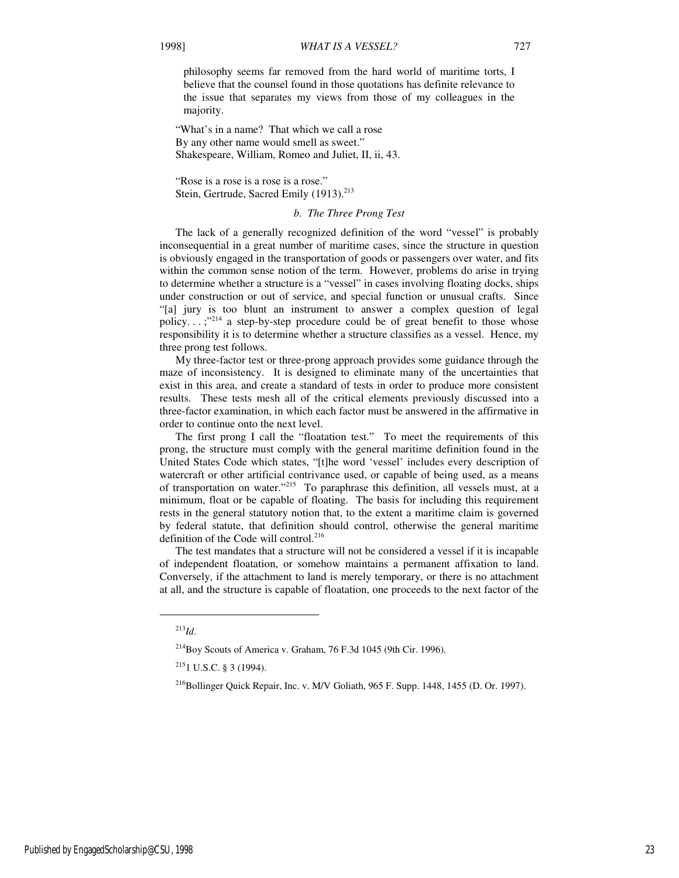philosophy seems far removed from the hard world of maritime torts, I believe that the counsel found in those quotations has definite relevance to the issue that separates my views from those of my colleagues in the majority.

"What's in a name? That which we call a rose  
By any other name would smell as sweet."  
Shakespeare, William, Romeo and Juliet, II, ii, 43.

"Rose is a rose is a rose is a rose."  
Stein, Gertrude, Sacred Emily (1913).[213]

*b. The Three Prong Test*

The lack of a generally recognized definition of the word "vessel" is probably inconsequential in a great number of maritime cases, since the structure in question is obviously engaged in the transportation of goods or passengers over water, and fits within the common sense notion of the term. However, problems do arise in trying to determine whether a structure is a "vessel" in cases involving floating docks, ships under construction or out of service, and special function or unusual crafts. Since "[a] jury is too blunt an instrument to answer a complex question of legal policy. . . ;"[214] a step-by-step procedure could be of great benefit to those whose responsibility it is to determine whether a structure classifies as a vessel. Hence, my three prong test follows.

My three-factor test or three-prong approach provides some guidance through the maze of inconsistency. It is designed to eliminate many of the uncertainties that exist in this area, and create a standard of tests in order to produce more consistent results. These tests mesh all of the critical elements previously discussed into a three-factor examination, in which each factor must be answered in the affirmative in order to continue onto the next level.

The first prong I call the "floatation test." To meet the requirements of this prong, the structure must comply with the general maritime definition found in the United States Code which states, "[t]he word 'vessel' includes every description of watercraft or other artificial contrivance used, or capable of being used, as a means of transportation on water."[215] To paraphrase this definition, all vessels must, at a minimum, float or be capable of floating. The basis for including this requirement rests in the general statutory notion that, to the extent a maritime claim is governed by federal statute, that definition should control, otherwise the general maritime definition of the Code will control.[216]

The test mandates that a structure will not be considered a vessel if it is incapable of independent floatation, or somehow maintains a permanent affixation to land. Conversely, if the attachment to land is merely temporary, or there is no attachment at all, and the structure is capable of floatation, one proceeds to the next factor of the

---

[213] *Id*.

[214] Boy Scouts of America v. Graham, 76 F.3d 1045 (9th Cir. 1996).

[215] 1 U.S.C. § 3 (1994).

[216] Bollinger Quick Repair, Inc. v. M/V Goliath, 965 F. Supp. 1448, 1455 (D. Or. 1997).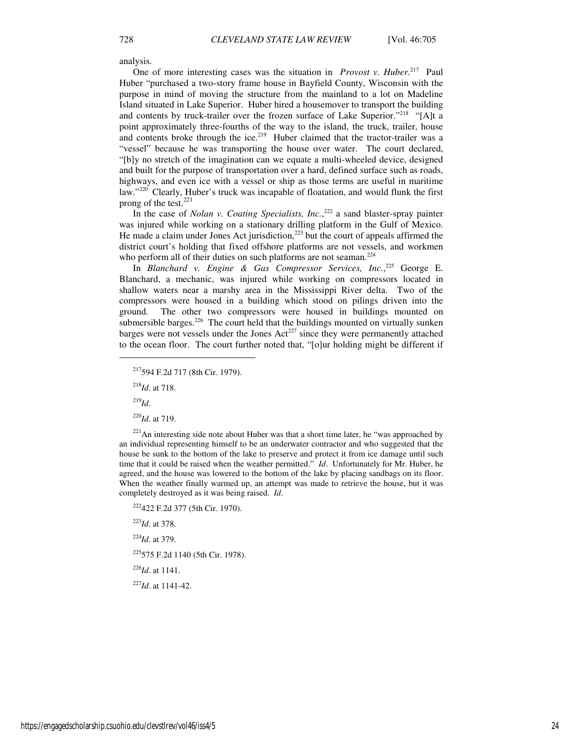analysis.

One of more interesting cases was the situation in *Provost v. Huber*.[217] Paul Huber "purchased a two-story frame house in Bayfield County, Wisconsin with the purpose in mind of moving the structure from the mainland to a lot on Madeline Island situated in Lake Superior. Huber hired a housemover to transport the building and contents by truck-trailer over the frozen surface of Lake Superior."[218] "[A]t a point approximately three-fourths of the way to the island, the truck, trailer, house and contents broke through the ice.[219] Huber claimed that the tractor-trailer was a "vessel" because he was transporting the house over water. The court declared, "[b]y no stretch of the imagination can we equate a multi-wheeled device, designed and built for the purpose of transportation over a hard, defined surface such as roads, highways, and even ice with a vessel or ship as those terms are useful in maritime law."[220] Clearly, Huber's truck was incapable of floatation, and would flunk the first prong of the test.[221]

In the case of *Nolan v. Coating Specialists, Inc.*,[222] a sand blaster-spray painter was injured while working on a stationary drilling platform in the Gulf of Mexico. He made a claim under Jones Act jurisdiction,[223] but the court of appeals affirmed the district court's holding that fixed offshore platforms are not vessels, and workmen who perform all of their duties on such platforms are not seaman.[224]

In *Blanchard v. Engine & Gas Compressor Services, Inc.*,[225] George E. Blanchard, a mechanic, was injured while working on compressors located in shallow waters near a marshy area in the Mississippi River delta. Two of the compressors were housed in a building which stood on pilings driven into the ground. The other two compressors were housed in buildings mounted on submersible barges.[226] The court held that the buildings mounted on virtually sunken barges were not vessels under the Jones Act[227] since they were permanently attached to the ocean floor. The court further noted that, "[o]ur holding might be different if

---

[217] 594 F.2d 717 (8th Cir. 1979).

[218] *Id*. at 718.

[219] *Id*.

[220] *Id*. at 719.

[221] An interesting side note about Huber was that a short time later, he "was approached by an individual representing himself to be an underwater contractor and who suggested that the house be sunk to the bottom of the lake to preserve and protect it from ice damage until such time that it could be raised when the weather permitted." *Id*. Unfortunately for Mr. Huber, he agreed, and the house was lowered to the bottom of the lake by placing sandbags on its floor. When the weather finally warmed up, an attempt was made to retrieve the house, but it was completely destroyed as it was being raised. *Id*.

[222] 422 F.2d 377 (5th Cir. 1970).

[223] *Id*. at 378.

[224] *Id*. at 379.

[225] 575 F.2d 1140 (5th Cir. 1978).

[226] *Id*. at 1141.

[227] *Id*. at 1141-42.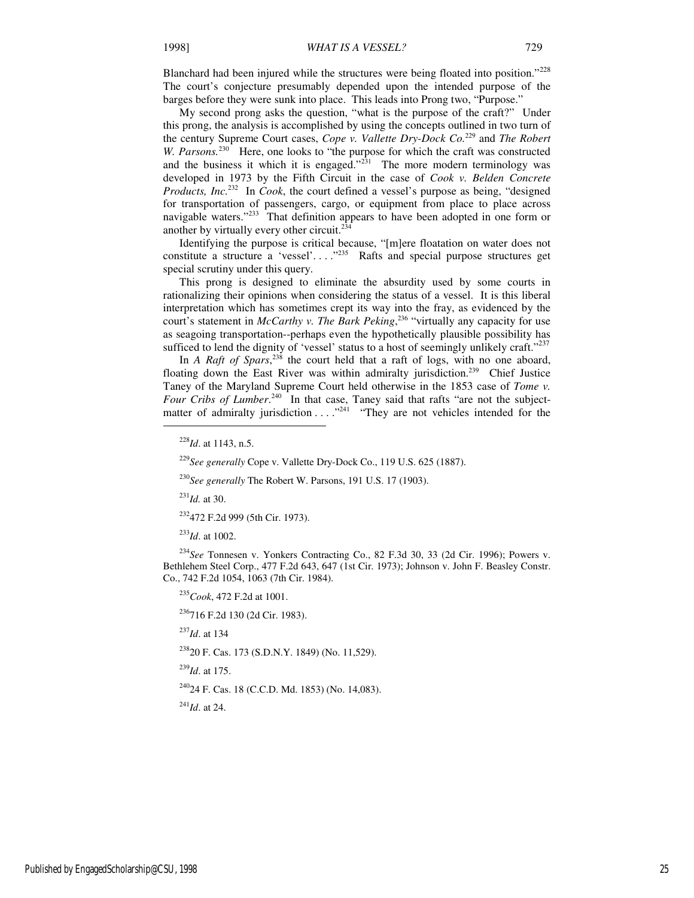Blanchard had been injured while the structures were being floated into position."[228] The court's conjecture presumably depended upon the intended purpose of the barges before they were sunk into place. This leads into Prong two, "Purpose."

My second prong asks the question, "what is the purpose of the craft?" Under this prong, the analysis is accomplished by using the concepts outlined in two turn of the century Supreme Court cases, *Cope v. Vallette Dry-Dock Co.*[229] and *The Robert W. Parsons.*[230] Here, one looks to "the purpose for which the craft was constructed and the business it which it is engaged."[231] The more modern terminology was developed in 1973 by the Fifth Circuit in the case of *Cook v. Belden Concrete Products, Inc.*[232] In *Cook*, the court defined a vessel's purpose as being, "designed for transportation of passengers, cargo, or equipment from place to place across navigable waters."[233] That definition appears to have been adopted in one form or another by virtually every other circuit.[234]

Identifying the purpose is critical because, "[m]ere floatation on water does not constitute a structure a 'vessel'. . . ."[235] Rafts and special purpose structures get special scrutiny under this query.

This prong is designed to eliminate the absurdity used by some courts in rationalizing their opinions when considering the status of a vessel. It is this liberal interpretation which has sometimes crept its way into the fray, as evidenced by the court's statement in *McCarthy v. The Bark Peking*,[236] "virtually any capacity for use as seagoing transportation--perhaps even the hypothetically plausible possibility has sufficed to lend the dignity of 'vessel' status to a host of seemingly unlikely craft."[237]

In *A Raft of Spars*,[238] the court held that a raft of logs, with no one aboard, floating down the East River was within admiralty jurisdiction.[239] Chief Justice Taney of the Maryland Supreme Court held otherwise in the 1853 case of *Tome v. Four Cribs of Lumber*.[240] In that case, Taney said that rafts "are not the subject-matter of admiralty jurisdiction . . . ."[241] "They are not vehicles intended for the

---

[228]*Id*. at 1143, n.5.

[229]*See generally* Cope v. Vallette Dry-Dock Co., 119 U.S. 625 (1887).

[230]*See generally* The Robert W. Parsons, 191 U.S. 17 (1903).

[231]*Id.* at 30.

[232]472 F.2d 999 (5th Cir. 1973).

[233]*Id*. at 1002.

[234]*See* Tonnesen v. Yonkers Contracting Co., 82 F.3d 30, 33 (2d Cir. 1996); Powers v. Bethlehem Steel Corp., 477 F.2d 643, 647 (1st Cir. 1973); Johnson v. John F. Beasley Constr. Co., 742 F.2d 1054, 1063 (7th Cir. 1984).

[235]*Cook*, 472 F.2d at 1001.

[236]716 F.2d 130 (2d Cir. 1983).

[237]*Id*. at 134

[238]20 F. Cas. 173 (S.D.N.Y. 1849) (No. 11,529).

[239]*Id*. at 175.

[240]24 F. Cas. 18 (C.C.D. Md. 1853) (No. 14,083).

[241]*Id*. at 24.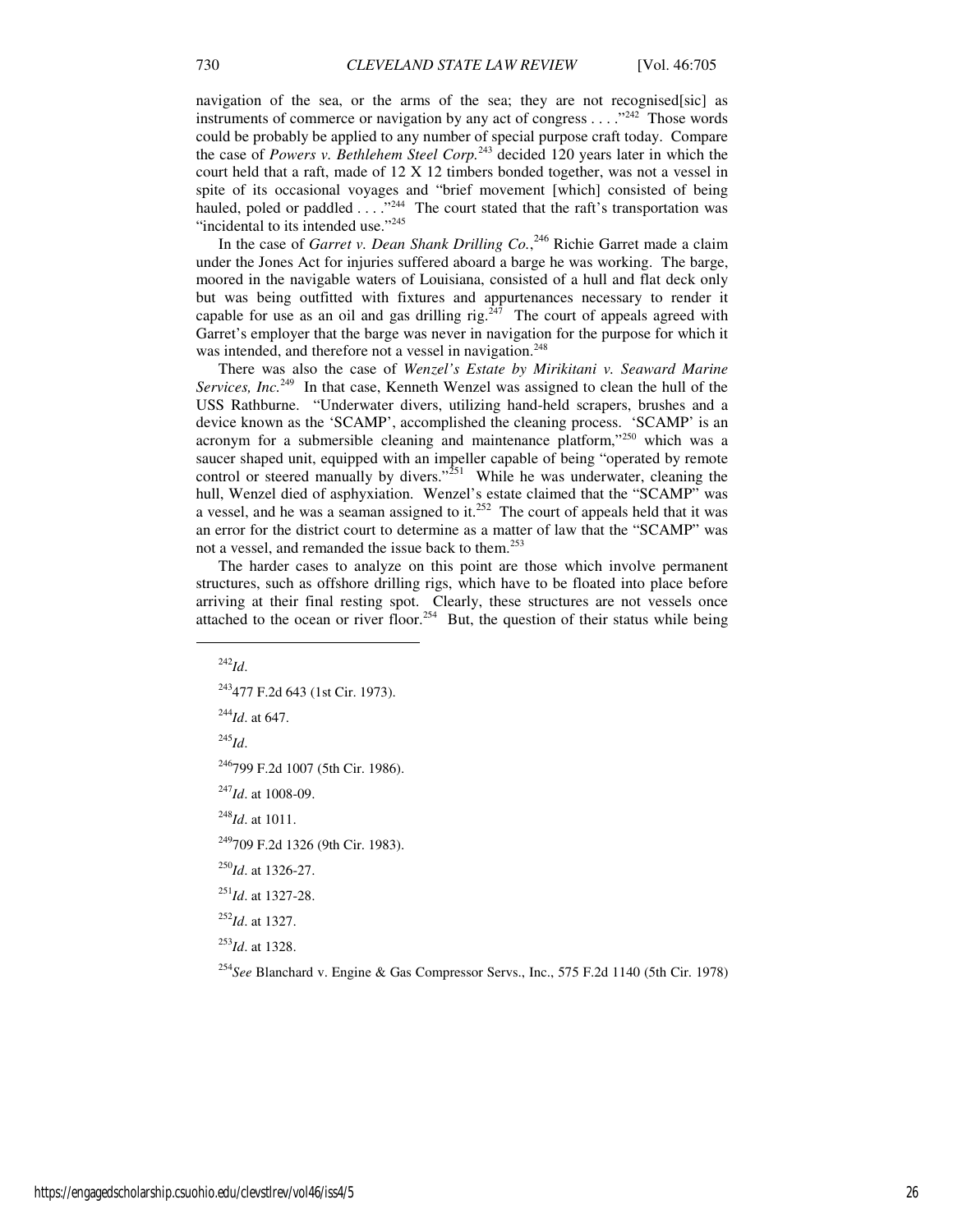navigation of the sea, or the arms of the sea; they are not recognised[sic] as instruments of commerce or navigation by any act of congress . . . ."[242] Those words could be probably be applied to any number of special purpose craft today. Compare the case of *Powers v. Bethlehem Steel Corp.*[243] decided 120 years later in which the court held that a raft, made of 12 X 12 timbers bonded together, was not a vessel in spite of its occasional voyages and "brief movement [which] consisted of being hauled, poled or paddled . . . ."[244] The court stated that the raft's transportation was "incidental to its intended use."[245]

In the case of *Garret v. Dean Shank Drilling Co.*,[246] Richie Garret made a claim under the Jones Act for injuries suffered aboard a barge he was working. The barge, moored in the navigable waters of Louisiana, consisted of a hull and flat deck only but was being outfitted with fixtures and appurtenances necessary to render it capable for use as an oil and gas drilling rig.[247] The court of appeals agreed with Garret's employer that the barge was never in navigation for the purpose for which it was intended, and therefore not a vessel in navigation.[248]

There was also the case of *Wenzel's Estate by Mirikitani v. Seaward Marine Services, Inc.*[249] In that case, Kenneth Wenzel was assigned to clean the hull of the USS Rathburne. "Underwater divers, utilizing hand-held scrapers, brushes and a device known as the 'SCAMP', accomplished the cleaning process. 'SCAMP' is an acronym for a submersible cleaning and maintenance platform,"[250] which was a saucer shaped unit, equipped with an impeller capable of being "operated by remote control or steered manually by divers."[251] While he was underwater, cleaning the hull, Wenzel died of asphyxiation. Wenzel's estate claimed that the "SCAMP" was a vessel, and he was a seaman assigned to it.[252] The court of appeals held that it was an error for the district court to determine as a matter of law that the "SCAMP" was not a vessel, and remanded the issue back to them.[253]

The harder cases to analyze on this point are those which involve permanent structures, such as offshore drilling rigs, which have to be floated into place before arriving at their final resting spot. Clearly, these structures are not vessels once attached to the ocean or river floor.[254] But, the question of their status while being

---

[242] *Id*.

[243] 477 F.2d 643 (1st Cir. 1973).

[244] *Id*. at 647.

[245] *Id*.

[246] 799 F.2d 1007 (5th Cir. 1986).

[247] *Id*. at 1008-09.

[248] *Id*. at 1011.

[249] 709 F.2d 1326 (9th Cir. 1983).

[250] *Id*. at 1326-27.

[251] *Id*. at 1327-28.

[252] *Id*. at 1327.

[253] *Id*. at 1328.

[254] *See* Blanchard v. Engine & Gas Compressor Servs., Inc., 575 F.2d 1140 (5th Cir. 1978)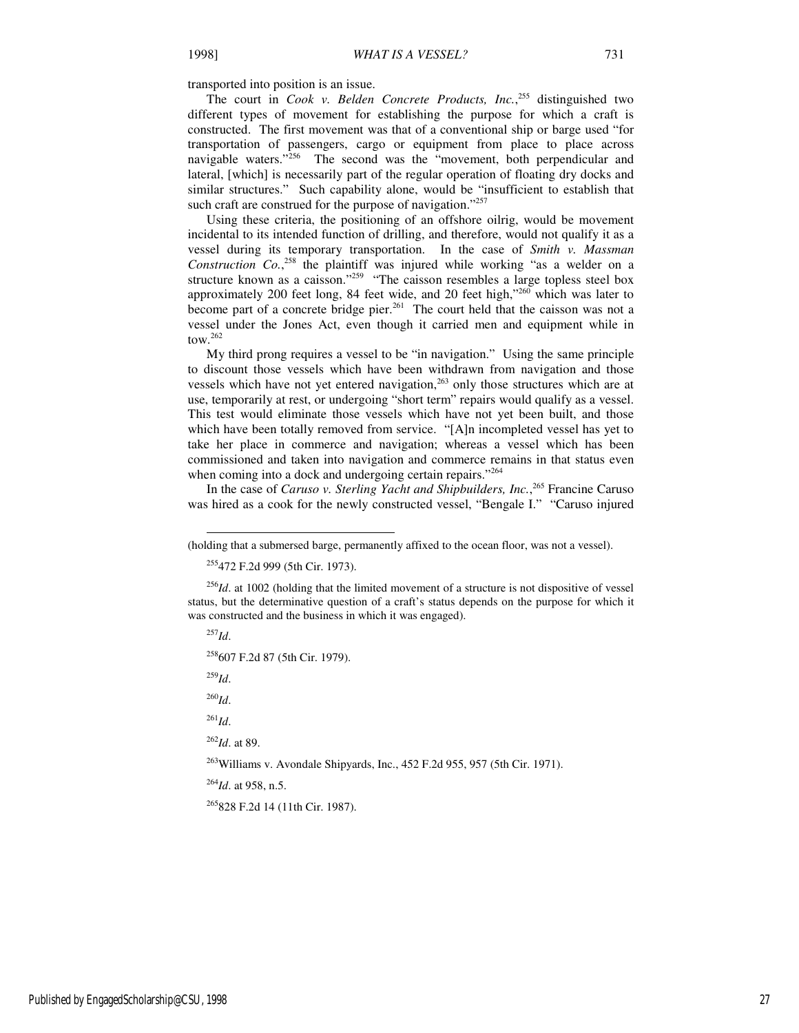transported into position is an issue.

The court in *Cook v. Belden Concrete Products, Inc.*,[255] distinguished two different types of movement for establishing the purpose for which a craft is constructed. The first movement was that of a conventional ship or barge used "for transportation of passengers, cargo or equipment from place to place across navigable waters."[256] The second was the "movement, both perpendicular and lateral, [which] is necessarily part of the regular operation of floating dry docks and similar structures." Such capability alone, would be "insufficient to establish that such craft are construed for the purpose of navigation."[257]

Using these criteria, the positioning of an offshore oilrig, would be movement incidental to its intended function of drilling, and therefore, would not qualify it as a vessel during its temporary transportation. In the case of *Smith v. Massman Construction Co.*,[258] the plaintiff was injured while working "as a welder on a structure known as a caisson."[259] "The caisson resembles a large topless steel box approximately 200 feet long, 84 feet wide, and 20 feet high,"[260] which was later to become part of a concrete bridge pier.[261] The court held that the caisson was not a vessel under the Jones Act, even though it carried men and equipment while in tow.[262]

My third prong requires a vessel to be "in navigation." Using the same principle to discount those vessels which have been withdrawn from navigation and those vessels which have not yet entered navigation,[263] only those structures which are at use, temporarily at rest, or undergoing "short term" repairs would qualify as a vessel. This test would eliminate those vessels which have not yet been built, and those which have been totally removed from service. "[A]n incompleted vessel has yet to take her place in commerce and navigation; whereas a vessel which has been commissioned and taken into navigation and commerce remains in that status even when coming into a dock and undergoing certain repairs."[264]

In the case of *Caruso v. Sterling Yacht and Shipbuilders, Inc.*,[265] Francine Caruso was hired as a cook for the newly constructed vessel, "Bengale I." "Caruso injured

---

(holding that a submersed barge, permanently affixed to the ocean floor, was not a vessel).

[255] 472 F.2d 999 (5th Cir. 1973).

[256] *Id*. at 1002 (holding that the limited movement of a structure is not dispositive of vessel status, but the determinative question of a craft's status depends on the purpose for which it was constructed and the business in which it was engaged).

[257] *Id*.

[258] 607 F.2d 87 (5th Cir. 1979).

[259] *Id*.

[260] *Id*.

[261] *Id*.

[262] *Id*. at 89.

[263] Williams v. Avondale Shipyards, Inc., 452 F.2d 955, 957 (5th Cir. 1971).

[264] *Id*. at 958, n.5.

[265] 828 F.2d 14 (11th Cir. 1987).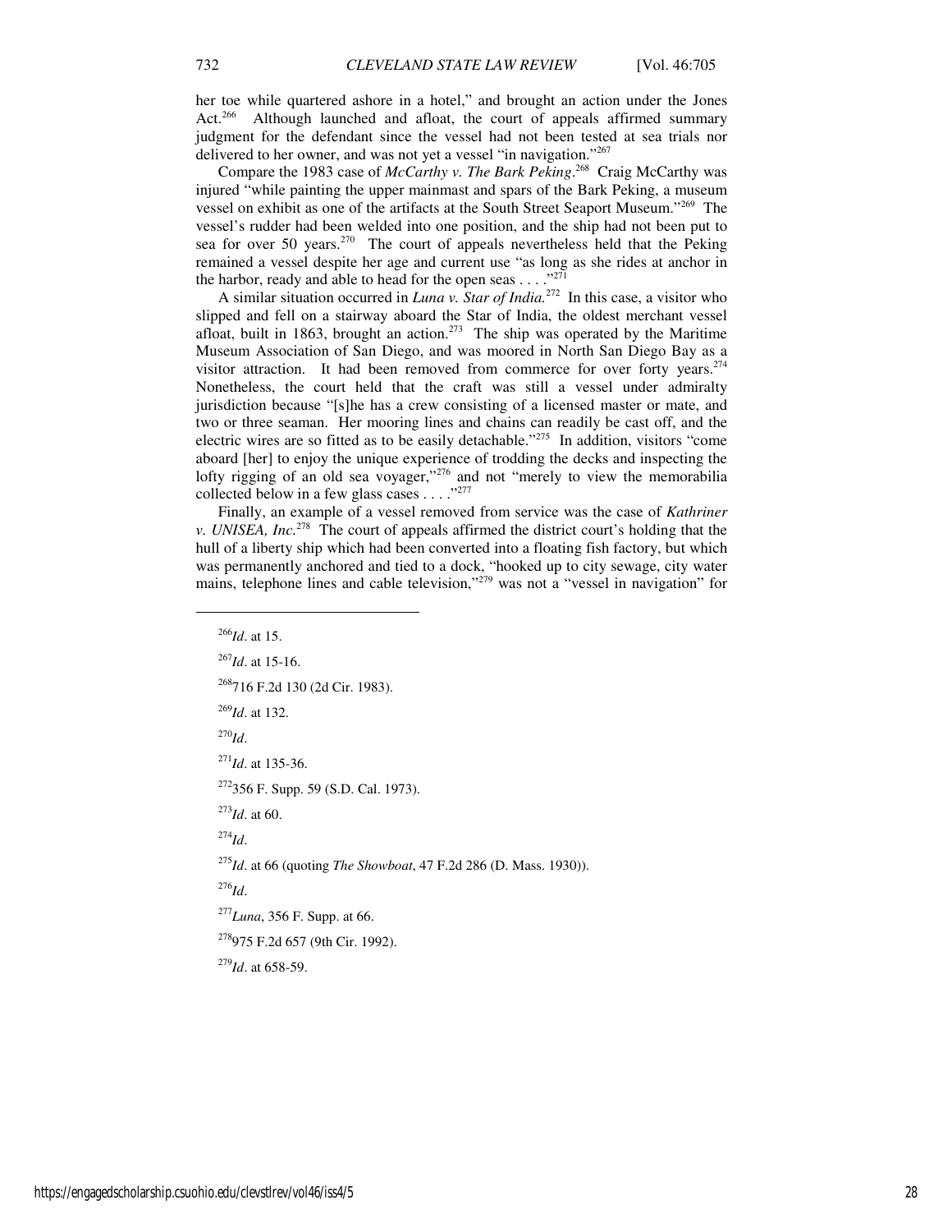her toe while quartered ashore in a hotel," and brought an action under the Jones Act.[266] Although launched and afloat, the court of appeals affirmed summary judgment for the defendant since the vessel had not been tested at sea trials nor delivered to her owner, and was not yet a vessel "in navigation."[267]

Compare the 1983 case of *McCarthy v. The Bark Peking*.[268] Craig McCarthy was injured "while painting the upper mainmast and spars of the Bark Peking, a museum vessel on exhibit as one of the artifacts at the South Street Seaport Museum."[269] The vessel's rudder had been welded into one position, and the ship had not been put to sea for over 50 years.[270] The court of appeals nevertheless held that the Peking remained a vessel despite her age and current use "as long as she rides at anchor in the harbor, ready and able to head for the open seas . . . ."[271]

A similar situation occurred in *Luna v. Star of India.*[272] In this case, a visitor who slipped and fell on a stairway aboard the Star of India, the oldest merchant vessel afloat, built in 1863, brought an action.[273] The ship was operated by the Maritime Museum Association of San Diego, and was moored in North San Diego Bay as a visitor attraction. It had been removed from commerce for over forty years.[274] Nonetheless, the court held that the craft was still a vessel under admiralty jurisdiction because "[s]he has a crew consisting of a licensed master or mate, and two or three seaman. Her mooring lines and chains can readily be cast off, and the electric wires are so fitted as to be easily detachable."[275] In addition, visitors "come aboard [her] to enjoy the unique experience of trodding the decks and inspecting the lofty rigging of an old sea voyager,"[276] and not "merely to view the memorabilia collected below in a few glass cases . . . ."[277]

Finally, an example of a vessel removed from service was the case of *Kathriner v. UNISEA, Inc.*[278] The court of appeals affirmed the district court's holding that the hull of a liberty ship which had been converted into a floating fish factory, but which was permanently anchored and tied to a dock, "hooked up to city sewage, city water mains, telephone lines and cable television,"[279] was not a "vessel in navigation" for

---

[266] *Id*. at 15.

[267] *Id*. at 15-16.

[268] 716 F.2d 130 (2d Cir. 1983).

[269] *Id*. at 132.

[270] *Id*.

[271] *Id*. at 135-36.

[272] 356 F. Supp. 59 (S.D. Cal. 1973).

[273] *Id*. at 60.

[274] *Id*.

[275] *Id*. at 66 (quoting *The Showboat*, 47 F.2d 286 (D. Mass. 1930)).

[276] *Id*.

[277] *Luna*, 356 F. Supp. at 66.

[278] 975 F.2d 657 (9th Cir. 1992).

[279] *Id*. at 658-59.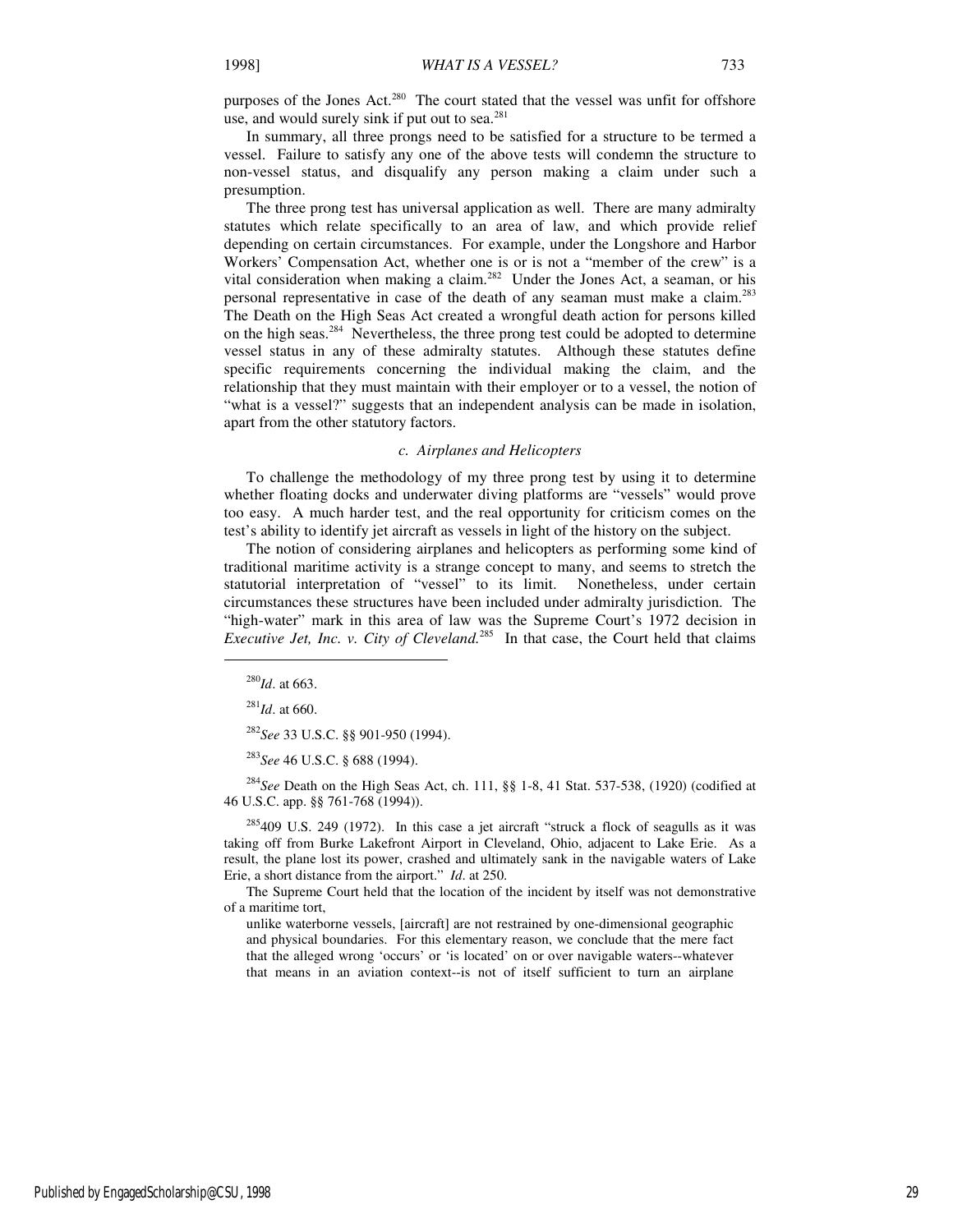purposes of the Jones Act.[280] The court stated that the vessel was unfit for offshore use, and would surely sink if put out to sea.[281]

In summary, all three prongs need to be satisfied for a structure to be termed a vessel. Failure to satisfy any one of the above tests will condemn the structure to non-vessel status, and disqualify any person making a claim under such a presumption.

The three prong test has universal application as well. There are many admiralty statutes which relate specifically to an area of law, and which provide relief depending on certain circumstances. For example, under the Longshore and Harbor Workers' Compensation Act, whether one is or is not a "member of the crew" is a vital consideration when making a claim.[282] Under the Jones Act, a seaman, or his personal representative in case of the death of any seaman must make a claim.[283] The Death on the High Seas Act created a wrongful death action for persons killed on the high seas.[284] Nevertheless, the three prong test could be adopted to determine vessel status in any of these admiralty statutes. Although these statutes define specific requirements concerning the individual making the claim, and the relationship that they must maintain with their employer or to a vessel, the notion of "what is a vessel?" suggests that an independent analysis can be made in isolation, apart from the other statutory factors.

### *c. Airplanes and Helicopters*

To challenge the methodology of my three prong test by using it to determine whether floating docks and underwater diving platforms are "vessels" would prove too easy. A much harder test, and the real opportunity for criticism comes on the test's ability to identify jet aircraft as vessels in light of the history on the subject.

The notion of considering airplanes and helicopters as performing some kind of traditional maritime activity is a strange concept to many, and seems to stretch the statutorial interpretation of "vessel" to its limit. Nonetheless, under certain circumstances these structures have been included under admiralty jurisdiction. The "high-water" mark in this area of law was the Supreme Court's 1972 decision in *Executive Jet, Inc. v. City of Cleveland.*[285] In that case, the Court held that claims

---

[280] *Id*. at 663.

[281] *Id*. at 660.

[282] *See* 33 U.S.C. §§ 901-950 (1994).

[283] *See* 46 U.S.C. § 688 (1994).

[284] *See* Death on the High Seas Act, ch. 111, §§ 1-8, 41 Stat. 537-538, (1920) (codified at 46 U.S.C. app. §§ 761-768 (1994)).

[285] 409 U.S. 249 (1972). In this case a jet aircraft "struck a flock of seagulls as it was taking off from Burke Lakefront Airport in Cleveland, Ohio, adjacent to Lake Erie. As a result, the plane lost its power, crashed and ultimately sank in the navigable waters of Lake Erie, a short distance from the airport." *Id*. at 250.

The Supreme Court held that the location of the incident by itself was not demonstrative of a maritime tort,

> unlike waterborne vessels, [aircraft] are not restrained by one-dimensional geographic and physical boundaries. For this elementary reason, we conclude that the mere fact that the alleged wrong 'occurs' or 'is located' on or over navigable waters--whatever that means in an aviation context--is not of itself sufficient to turn an airplane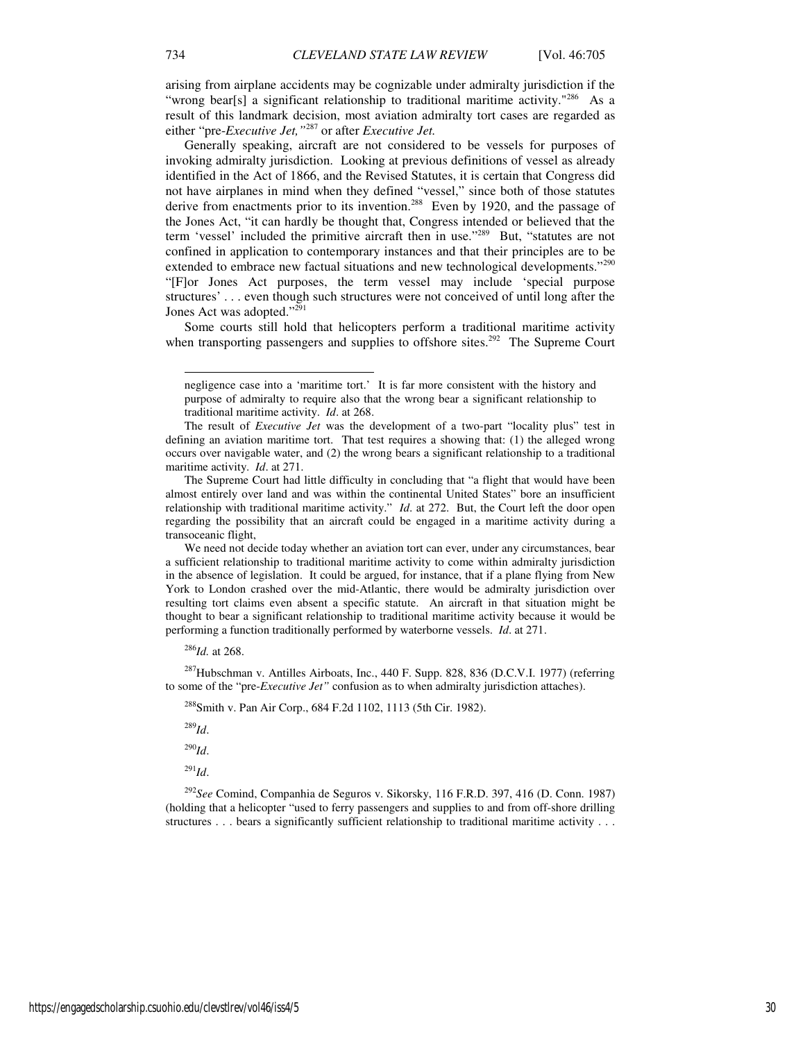arising from airplane accidents may be cognizable under admiralty jurisdiction if the "wrong bear[s] a significant relationship to traditional maritime activity."[286] As a result of this landmark decision, most aviation admiralty tort cases are regarded as either "pre-*Executive Jet,*"[287] or after *Executive Jet.*

Generally speaking, aircraft are not considered to be vessels for purposes of invoking admiralty jurisdiction. Looking at previous definitions of vessel as already identified in the Act of 1866, and the Revised Statutes, it is certain that Congress did not have airplanes in mind when they defined "vessel," since both of those statutes derive from enactments prior to its invention.[288] Even by 1920, and the passage of the Jones Act, "it can hardly be thought that, Congress intended or believed that the term 'vessel' included the primitive aircraft then in use."[289] But, "statutes are not confined in application to contemporary instances and that their principles are to be extended to embrace new factual situations and new technological developments."[290] "[F]or Jones Act purposes, the term vessel may include 'special purpose structures' . . . even though such structures were not conceived of until long after the Jones Act was adopted."[291]

Some courts still hold that helicopters perform a traditional maritime activity when transporting passengers and supplies to offshore sites.[292] The Supreme Court

---

negligence case into a 'maritime tort.' It is far more consistent with the history and purpose of admiralty to require also that the wrong bear a significant relationship to traditional maritime activity. *Id*. at 268.

The result of *Executive Jet* was the development of a two-part "locality plus" test in defining an aviation maritime tort. That test requires a showing that: (1) the alleged wrong occurs over navigable water, and (2) the wrong bears a significant relationship to a traditional maritime activity. *Id*. at 271.

The Supreme Court had little difficulty in concluding that "a flight that would have been almost entirely over land and was within the continental United States" bore an insufficient relationship with traditional maritime activity." *Id*. at 272. But, the Court left the door open regarding the possibility that an aircraft could be engaged in a maritime activity during a transoceanic flight,

We need not decide today whether an aviation tort can ever, under any circumstances, bear a sufficient relationship to traditional maritime activity to come within admiralty jurisdiction in the absence of legislation. It could be argued, for instance, that if a plane flying from New York to London crashed over the mid-Atlantic, there would be admiralty jurisdiction over resulting tort claims even absent a specific statute. An aircraft in that situation might be thought to bear a significant relationship to traditional maritime activity because it would be performing a function traditionally performed by waterborne vessels. *Id*. at 271.

[286] *Id.* at 268.

[287] Hubschman v. Antilles Airboats, Inc., 440 F. Supp. 828, 836 (D.C.V.I. 1977) (referring to some of the "pre-*Executive Jet"* confusion as to when admiralty jurisdiction attaches).

[288] Smith v. Pan Air Corp., 684 F.2d 1102, 1113 (5th Cir. 1982).

[289] *Id*.

[290] *Id*.

[291] *Id*.

[292] *See* Comind, Companhia de Seguros v. Sikorsky, 116 F.R.D. 397, 416 (D. Conn. 1987) (holding that a helicopter "used to ferry passengers and supplies to and from off-shore drilling structures . . . bears a significantly sufficient relationship to traditional maritime activity . . .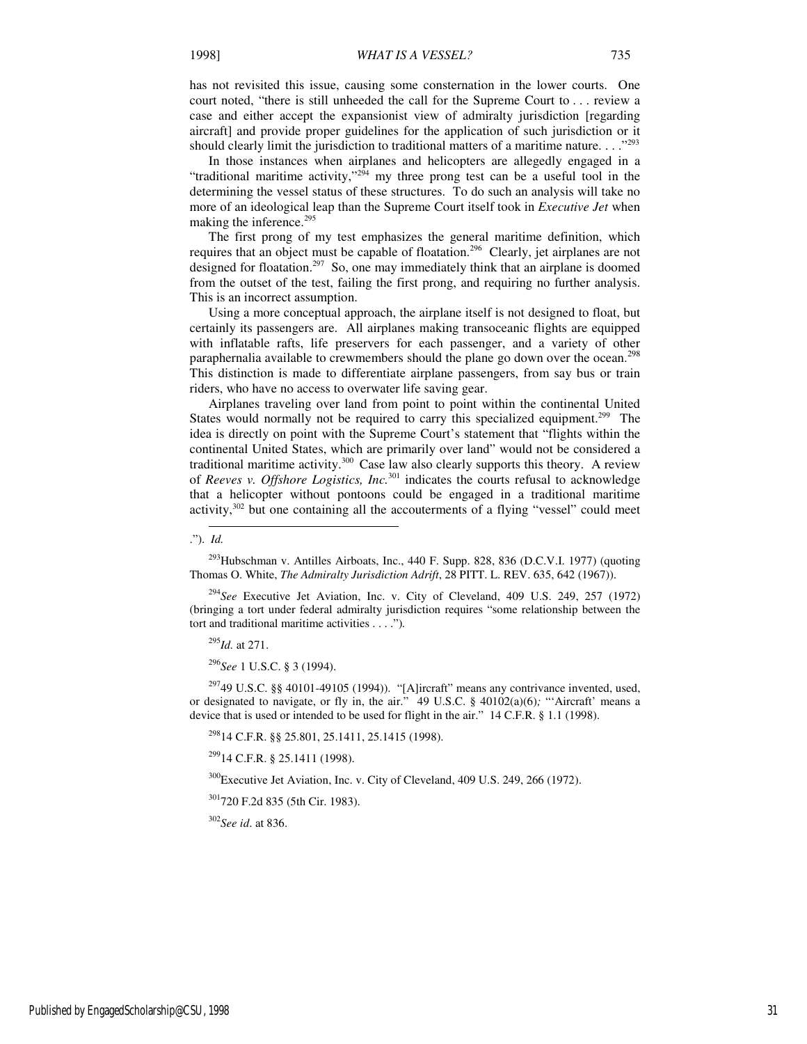has not revisited this issue, causing some consternation in the lower courts. One court noted, "there is still unheeded the call for the Supreme Court to . . . review a case and either accept the expansionist view of admiralty jurisdiction [regarding aircraft] and provide proper guidelines for the application of such jurisdiction or it should clearly limit the jurisdiction to traditional matters of a maritime nature. . . ."[293]

In those instances when airplanes and helicopters are allegedly engaged in a "traditional maritime activity,"[294] my three prong test can be a useful tool in the determining the vessel status of these structures. To do such an analysis will take no more of an ideological leap than the Supreme Court itself took in *Executive Jet* when making the inference.[295]

The first prong of my test emphasizes the general maritime definition, which requires that an object must be capable of floatation.[296] Clearly, jet airplanes are not designed for floatation.[297] So, one may immediately think that an airplane is doomed from the outset of the test, failing the first prong, and requiring no further analysis. This is an incorrect assumption.

Using a more conceptual approach, the airplane itself is not designed to float, but certainly its passengers are. All airplanes making transoceanic flights are equipped with inflatable rafts, life preservers for each passenger, and a variety of other paraphernalia available to crewmembers should the plane go down over the ocean.[298] This distinction is made to differentiate airplane passengers, from say bus or train riders, who have no access to overwater life saving gear.

Airplanes traveling over land from point to point within the continental United States would normally not be required to carry this specialized equipment.[299] The idea is directly on point with the Supreme Court's statement that "flights within the continental United States, which are primarily over land" would not be considered a traditional maritime activity.[300] Case law also clearly supports this theory. A review of *Reeves v. Offshore Logistics, Inc.*[301] indicates the courts refusal to acknowledge that a helicopter without pontoons could be engaged in a traditional maritime activity,[302] but one containing all the accouterments of a flying "vessel" could meet

."). *Id.*

[293]Hubschman v. Antilles Airboats, Inc., 440 F. Supp. 828, 836 (D.C.V.I. 1977) (quoting Thomas O. White, *The Admiralty Jurisdiction Adrift*, 28 PITT. L. REV. 635, 642 (1967)).

[294]*See* Executive Jet Aviation, Inc. v. City of Cleveland, 409 U.S. 249, 257 (1972) (bringing a tort under federal admiralty jurisdiction requires "some relationship between the tort and traditional maritime activities . . . .").

[295]*Id.* at 271.

[296]*See* 1 U.S.C. § 3 (1994).

[297]49 U.S.C. §§ 40101-49105 (1994)). "[A]ircraft" means any contrivance invented, used, or designated to navigate, or fly in, the air." 49 U.S.C. § 40102(a)(6); "'Aircraft' means a device that is used or intended to be used for flight in the air." 14 C.F.R. § 1.1 (1998).

[298]14 C.F.R. §§ 25.801, 25.1411, 25.1415 (1998).

[299]14 C.F.R. § 25.1411 (1998).

[300]Executive Jet Aviation, Inc. v. City of Cleveland, 409 U.S. 249, 266 (1972).

[301]720 F.2d 835 (5th Cir. 1983).

[302]*See id*. at 836.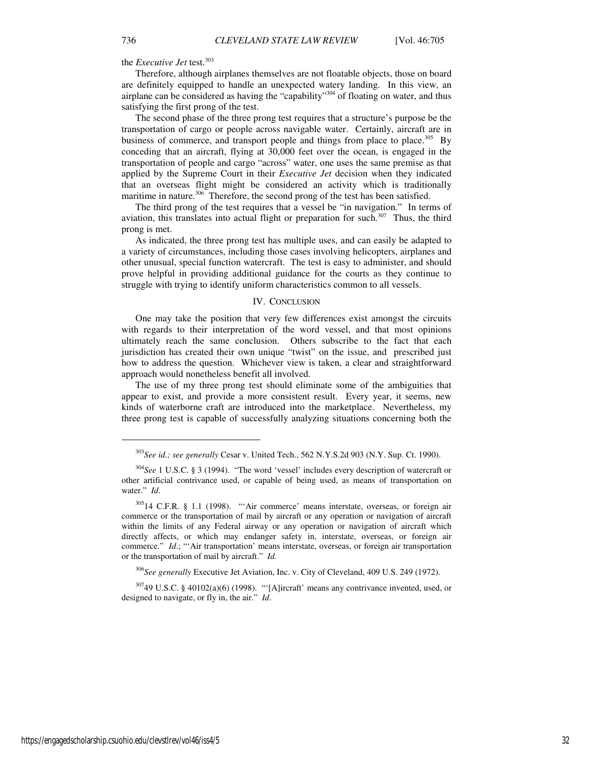the *Executive Jet* test.[303]

Therefore, although airplanes themselves are not floatable objects, those on board are definitely equipped to handle an unexpected watery landing. In this view, an airplane can be considered as having the "capability"[304] of floating on water, and thus satisfying the first prong of the test.

The second phase of the three prong test requires that a structure's purpose be the transportation of cargo or people across navigable water. Certainly, aircraft are in business of commerce, and transport people and things from place to place.[305] By conceding that an aircraft, flying at 30,000 feet over the ocean, is engaged in the transportation of people and cargo "across" water, one uses the same premise as that applied by the Supreme Court in their *Executive Jet* decision when they indicated that an overseas flight might be considered an activity which is traditionally maritime in nature.[306] Therefore, the second prong of the test has been satisfied.

The third prong of the test requires that a vessel be "in navigation." In terms of aviation, this translates into actual flight or preparation for such.[307] Thus, the third prong is met.

As indicated, the three prong test has multiple uses, and can easily be adapted to a variety of circumstances, including those cases involving helicopters, airplanes and other unusual, special function watercraft. The test is easy to administer, and should prove helpful in providing additional guidance for the courts as they continue to struggle with trying to identify uniform characteristics common to all vessels.

## IV. CONCLUSION

One may take the position that very few differences exist amongst the circuits with regards to their interpretation of the word vessel, and that most opinions ultimately reach the same conclusion. Others subscribe to the fact that each jurisdiction has created their own unique "twist" on the issue, and prescribed just how to address the question. Whichever view is taken, a clear and straightforward approach would nonetheless benefit all involved.

The use of my three prong test should eliminate some of the ambiguities that appear to exist, and provide a more consistent result. Every year, it seems, new kinds of waterborne craft are introduced into the marketplace. Nevertheless, my three prong test is capable of successfully analyzing situations concerning both the

---

[303] *See id.; see generally* Cesar v. United Tech., 562 N.Y.S.2d 903 (N.Y. Sup. Ct. 1990).

[304] *See* 1 U.S.C. § 3 (1994). "The word 'vessel' includes every description of watercraft or other artificial contrivance used, or capable of being used, as means of transportation on water." *Id*.

[305] 14 C.F.R. § 1.1 (1998). "'Air commerce' means interstate, overseas, or foreign air commerce or the transportation of mail by aircraft or any operation or navigation of aircraft within the limits of any Federal airway or any operation or navigation of aircraft which directly affects, or which may endanger safety in, interstate, overseas, or foreign air commerce." *Id*.; "'Air transportation' means interstate, overseas, or foreign air transportation or the transportation of mail by aircraft." *Id.*

[306] *See generally* Executive Jet Aviation, Inc. v. City of Cleveland, 409 U.S. 249 (1972).

[307] 49 U.S.C. § 40102(a)(6) (1998). "'[A]ircraft' means any contrivance invented, used, or designed to navigate, or fly in, the air." *Id*.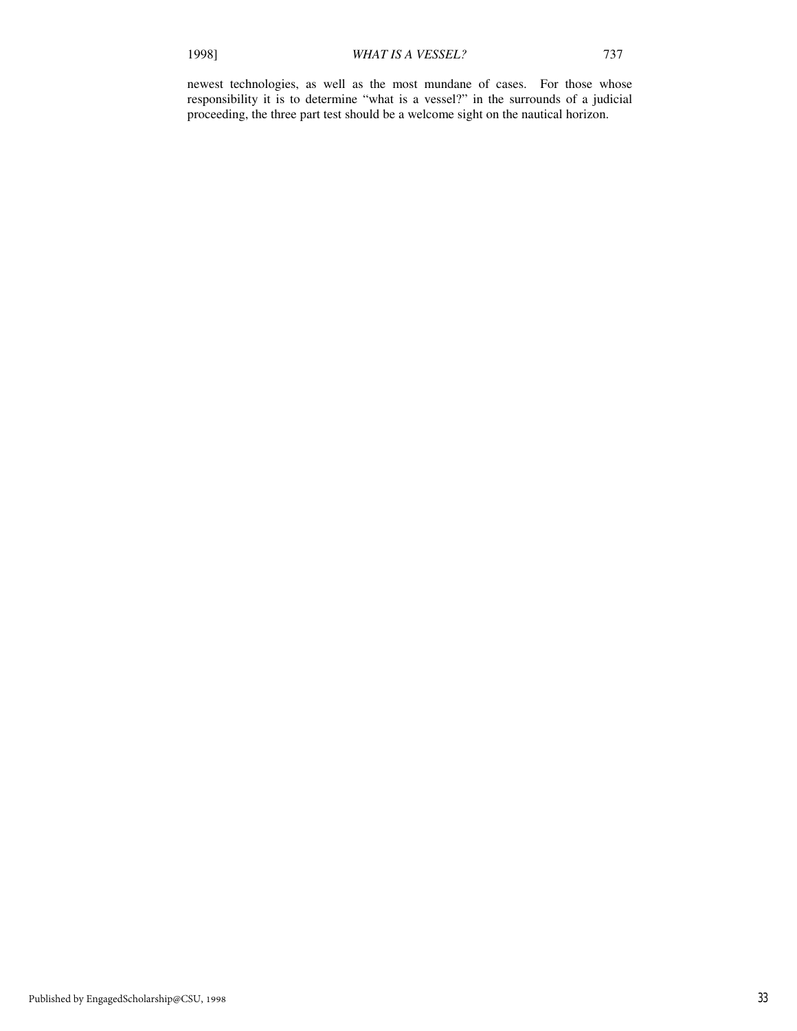newest technologies, as well as the most mundane of cases. For those whose responsibility it is to determine "what is a vessel?" in the surrounds of a judicial proceeding, the three part test should be a welcome sight on the nautical horizon.